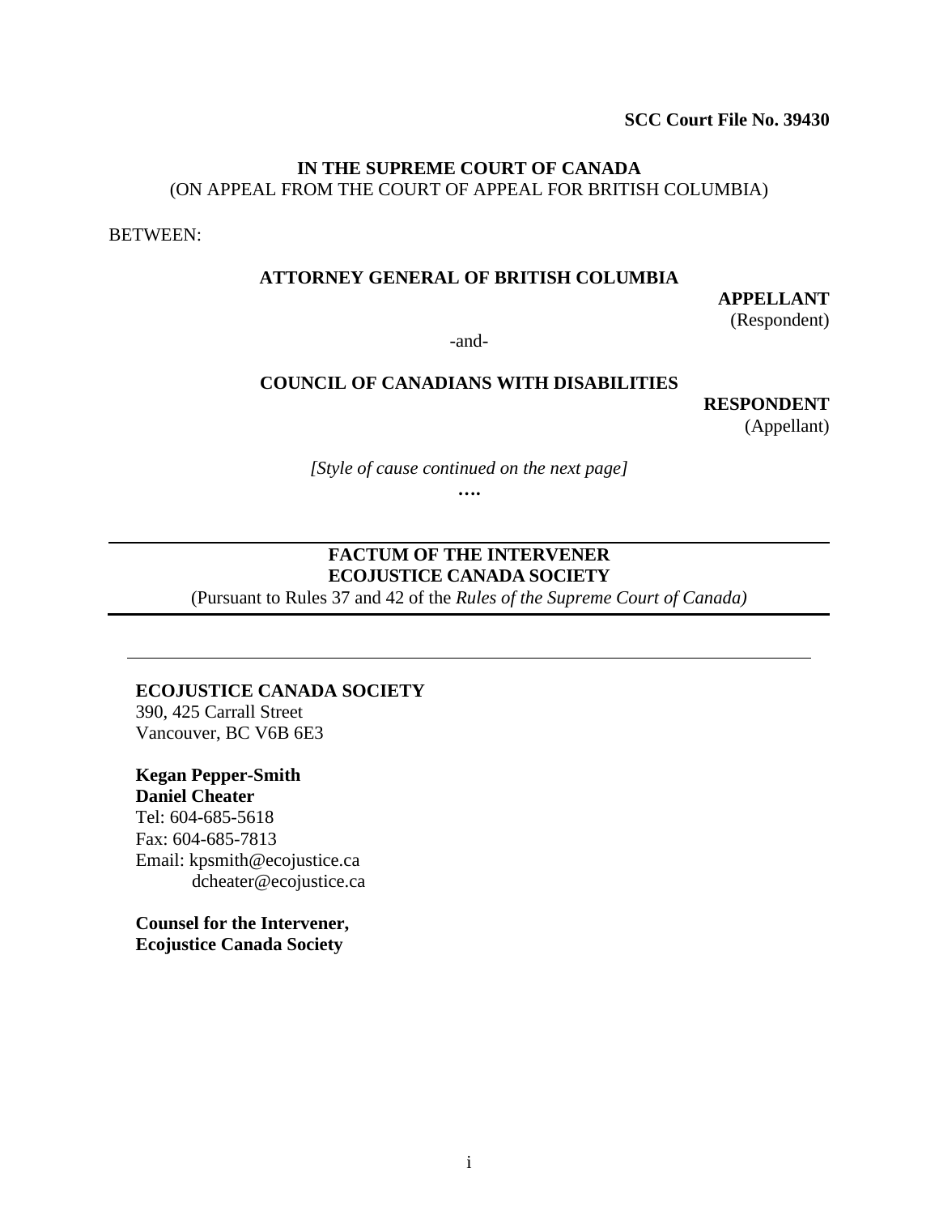**SCC Court File No. 39430**

**IN THE SUPREME COURT OF CANADA**
(ON APPEAL FROM THE COURT OF APPEAL FOR BRITISH COLUMBIA)

BETWEEN:

**ATTORNEY GENERAL OF BRITISH COLUMBIA**

**APPELLANT**
(Respondent)

-and-

**COUNCIL OF CANADIANS WITH DISABILITIES**

**RESPONDENT**
(Appellant)

*[Style of cause continued on the next page]*

**….**

---

**FACTUM OF THE INTERVENER**
**ECOJUSTICE CANADA SOCIETY**
(Pursuant to Rules 37 and 42 of the *Rules of the Supreme Court of Canada)*

---

**ECOJUSTICE CANADA SOCIETY**
390, 425 Carrall Street
Vancouver, BC V6B 6E3

**Kegan Pepper-Smith**
**Daniel Cheater**
Tel: 604-685-5618
Fax: 604-685-7813
Email: kpsmith@ecojustice.ca
dcheater@ecojustice.ca

**Counsel for the Intervener,**
**Ecojustice Canada Society**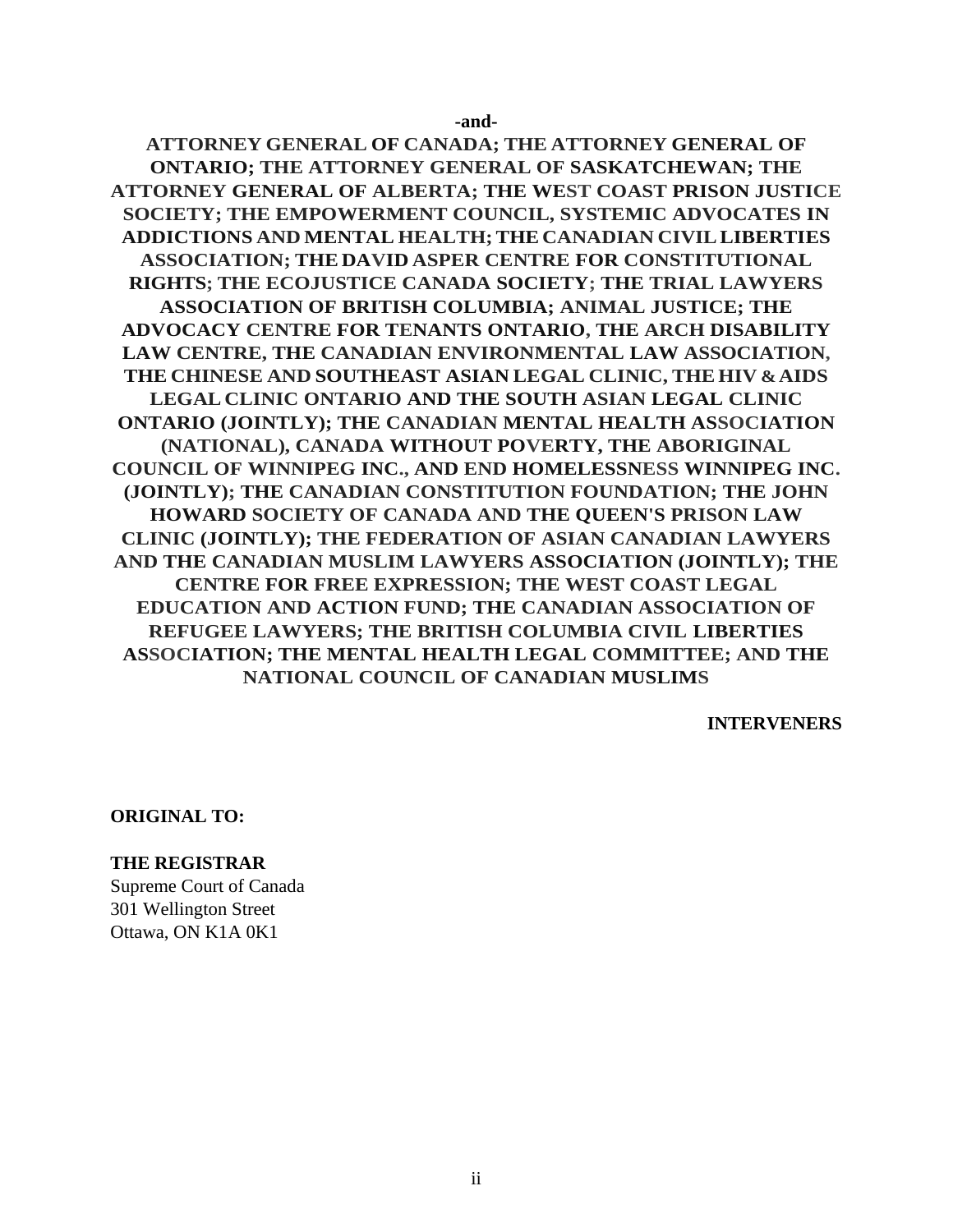**-and-**

**ATTORNEY GENERAL OF CANADA; THE ATTORNEY GENERAL OF ONTARIO; THE ATTORNEY GENERAL OF SASKATCHEWAN; THE ATTORNEY GENERAL OF ALBERTA; THE WEST COAST PRISON JUSTICE SOCIETY; THE EMPOWERMENT COUNCIL, SYSTEMIC ADVOCATES IN ADDICTIONS AND MENTAL HEALTH; THE CANADIAN CIVIL LIBERTIES ASSOCIATION; THE DAVID ASPER CENTRE FOR CONSTITUTIONAL RIGHTS; THE ECOJUSTICE CANADA SOCIETY; THE TRIAL LAWYERS ASSOCIATION OF BRITISH COLUMBIA; ANIMAL JUSTICE; THE ADVOCACY CENTRE FOR TENANTS ONTARIO, THE ARCH DISABILITY LAW CENTRE, THE CANADIAN ENVIRONMENTAL LAW ASSOCIATION, THE CHINESE AND SOUTHEAST ASIAN LEGAL CLINIC, THE HIV & AIDS LEGAL CLINIC ONTARIO AND THE SOUTH ASIAN LEGAL CLINIC ONTARIO (JOINTLY); THE CANADIAN MENTAL HEALTH ASSOCIATION (NATIONAL), CANADA WITHOUT POVERTY, THE ABORIGINAL COUNCIL OF WINNIPEG INC., AND END HOMELESSNESS WINNIPEG INC. (JOINTLY); THE CANADIAN CONSTITUTION FOUNDATION; THE JOHN HOWARD SOCIETY OF CANADA AND THE QUEEN'S PRISON LAW CLINIC (JOINTLY); THE FEDERATION OF ASIAN CANADIAN LAWYERS AND THE CANADIAN MUSLIM LAWYERS ASSOCIATION (JOINTLY); THE CENTRE FOR FREE EXPRESSION; THE WEST COAST LEGAL EDUCATION AND ACTION FUND; THE CANADIAN ASSOCIATION OF REFUGEE LAWYERS; THE BRITISH COLUMBIA CIVIL LIBERTIES ASSOCIATION; THE MENTAL HEALTH LEGAL COMMITTEE; AND THE NATIONAL COUNCIL OF CANADIAN MUSLIMS**

**INTERVENERS**

**ORIGINAL TO:**

**THE REGISTRAR**
Supreme Court of Canada
301 Wellington Street
Ottawa, ON K1A 0K1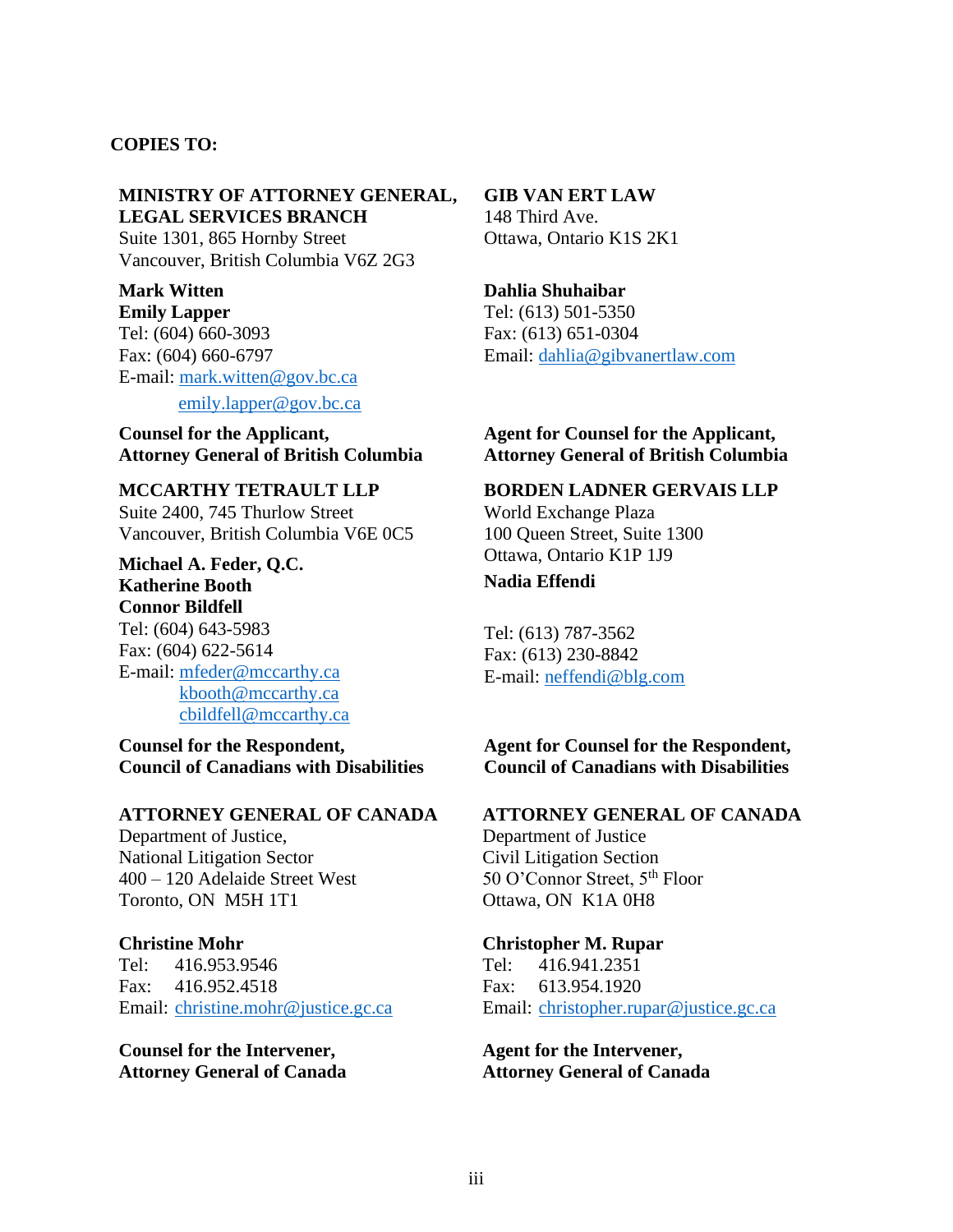**COPIES TO:**

**MINISTRY OF ATTORNEY GENERAL, LEGAL SERVICES BRANCH**
Suite 1301, 865 Hornby Street
Vancouver, British Columbia V6Z 2G3

**Mark Witten**
**Emily Lapper**
Tel: (604) 660-3093
Fax: (604) 660-6797
E-mail: mark.witten@gov.bc.ca
emily.lapper@gov.bc.ca

**Counsel for the Applicant, Attorney General of British Columbia**

**GIB VAN ERT LAW**
148 Third Ave.
Ottawa, Ontario K1S 2K1

**Dahlia Shuhaibar**
Tel: (613) 501-5350
Fax: (613) 651-0304
Email: dahlia@gibvanertlaw.com

**Agent for Counsel for the Applicant, Attorney General of British Columbia**

**MCCARTHY TETRAULT LLP**
Suite 2400, 745 Thurlow Street
Vancouver, British Columbia V6E 0C5

**Michael A. Feder, Q.C.**
**Katherine Booth**
**Connor Bildfell**
Tel: (604) 643-5983
Fax: (604) 622-5614
E-mail: mfeder@mccarthy.ca
kbooth@mccarthy.ca
cbildfell@mccarthy.ca

**Counsel for the Respondent, Council of Canadians with Disabilities**

**BORDEN LADNER GERVAIS LLP**
World Exchange Plaza
100 Queen Street, Suite 1300
Ottawa, Ontario K1P 1J9

**Nadia Effendi**

Tel: (613) 787-3562
Fax: (613) 230-8842
E-mail: neffendi@blg.com

**Agent for Counsel for the Respondent, Council of Canadians with Disabilities**

**ATTORNEY GENERAL OF CANADA**
Department of Justice,
National Litigation Sector
400 – 120 Adelaide Street West
Toronto, ON M5H 1T1

**Christine Mohr**
Tel: 416.953.9546
Fax: 416.952.4518
Email: christine.mohr@justice.gc.ca

**Counsel for the Intervener, Attorney General of Canada**

**ATTORNEY GENERAL OF CANADA**
Department of Justice
Civil Litigation Section
50 O'Connor Street, 5th Floor
Ottawa, ON K1A 0H8

**Christopher M. Rupar**
Tel: 416.941.2351
Fax: 613.954.1920
Email: christopher.rupar@justice.gc.ca

**Agent for the Intervener, Attorney General of Canada**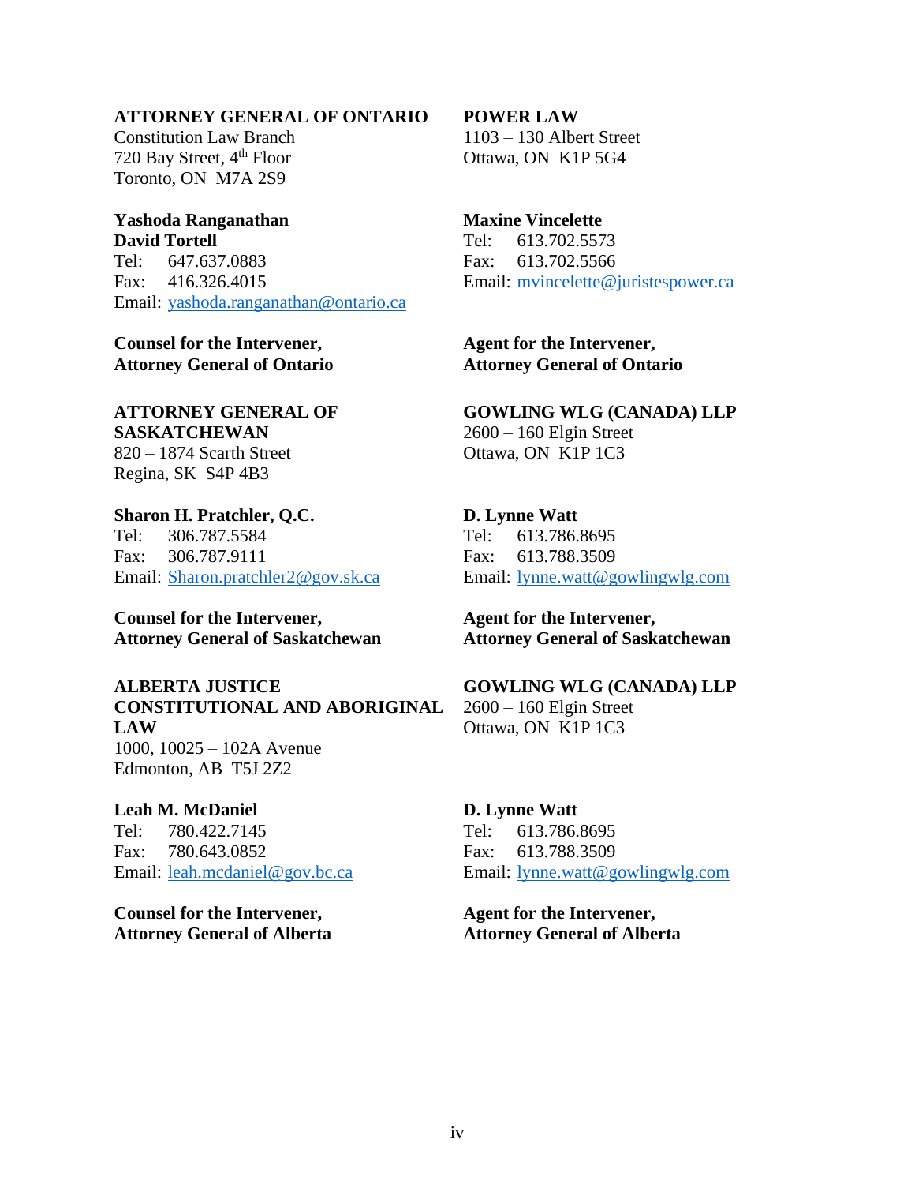**ATTORNEY GENERAL OF ONTARIO**
Constitution Law Branch
720 Bay Street, 4th Floor
Toronto, ON M7A 2S9

**Yashoda Ranganathan**
**David Tortell**
Tel: 647.637.0883
Fax: 416.326.4015
Email: yashoda.ranganathan@ontario.ca

**Counsel for the Intervener, Attorney General of Ontario**

**POWER LAW**
1103 – 130 Albert Street
Ottawa, ON K1P 5G4

**Maxine Vincelette**
Tel: 613.702.5573
Fax: 613.702.5566
Email: mvincelette@juristespower.ca

**Agent for the Intervener, Attorney General of Ontario**

**ATTORNEY GENERAL OF SASKATCHEWAN**
820 – 1874 Scarth Street
Regina, SK S4P 4B3

**Sharon H. Pratchler, Q.C.**
Tel: 306.787.5584
Fax: 306.787.9111
Email: Sharon.pratchler2@gov.sk.ca

**Counsel for the Intervener, Attorney General of Saskatchewan**

**GOWLING WLG (CANADA) LLP**
2600 – 160 Elgin Street
Ottawa, ON K1P 1C3

**D. Lynne Watt**
Tel: 613.786.8695
Fax: 613.788.3509
Email: lynne.watt@gowlingwlg.com

**Agent for the Intervener, Attorney General of Saskatchewan**

**ALBERTA JUSTICE CONSTITUTIONAL AND ABORIGINAL LAW**
1000, 10025 – 102A Avenue
Edmonton, AB T5J 2Z2

**Leah M. McDaniel**
Tel: 780.422.7145
Fax: 780.643.0852
Email: leah.mcdaniel@gov.bc.ca

**Counsel for the Intervener, Attorney General of Alberta**

**GOWLING WLG (CANADA) LLP**
2600 – 160 Elgin Street
Ottawa, ON K1P 1C3

**D. Lynne Watt**
Tel: 613.786.8695
Fax: 613.788.3509
Email: lynne.watt@gowlingwlg.com

**Agent for the Intervener, Attorney General of Alberta**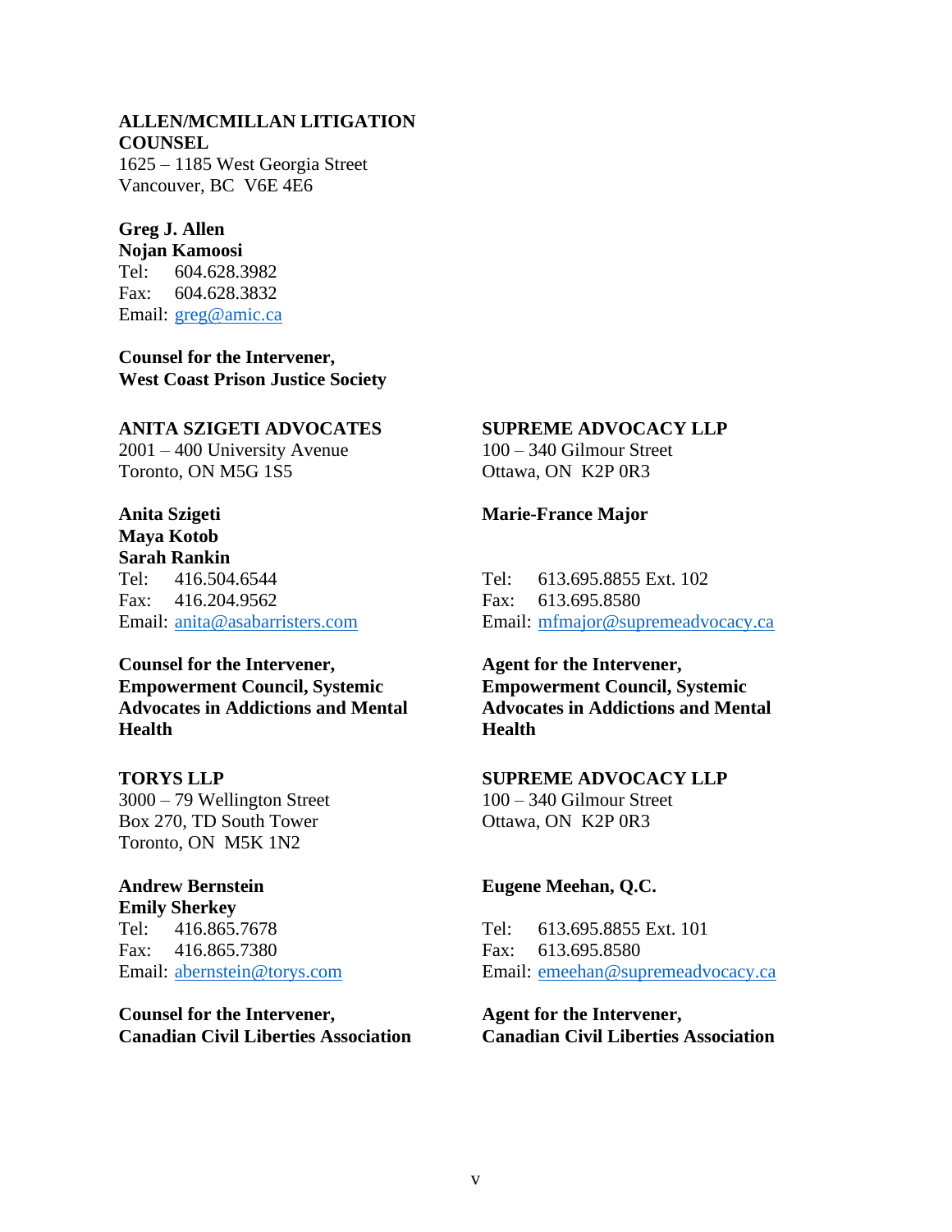**ALLEN/MCMILLAN LITIGATION COUNSEL**
1625 – 1185 West Georgia Street
Vancouver, BC V6E 4E6

**Greg J. Allen**
**Nojan Kamoosi**
Tel: 604.628.3982
Fax: 604.628.3832
Email: greg@amic.ca

**Counsel for the Intervener, West Coast Prison Justice Society**

**ANITA SZIGETI ADVOCATES**
2001 – 400 University Avenue
Toronto, ON M5G 1S5

**Anita Szigeti**
**Maya Kotob**
**Sarah Rankin**
Tel: 416.504.6544
Fax: 416.204.9562
Email: anita@asabarristers.com

**Counsel for the Intervener, Empowerment Council, Systemic Advocates in Addictions and Mental Health**

**SUPREME ADVOCACY LLP**
100 – 340 Gilmour Street
Ottawa, ON K2P 0R3

**Marie-France Major**
Tel: 613.695.8855 Ext. 102
Fax: 613.695.8580
Email: mfmajor@supremeadvocacy.ca

**Agent for the Intervener, Empowerment Council, Systemic Advocates in Addictions and Mental Health**

**TORYS LLP**
3000 – 79 Wellington Street
Box 270, TD South Tower
Toronto, ON M5K 1N2

**Andrew Bernstein**
**Emily Sherkey**
Tel: 416.865.7678
Fax: 416.865.7380
Email: abernstein@torys.com

**Counsel for the Intervener, Canadian Civil Liberties Association**

**SUPREME ADVOCACY LLP**
100 – 340 Gilmour Street
Ottawa, ON K2P 0R3

**Eugene Meehan, Q.C.**
Tel: 613.695.8855 Ext. 101
Fax: 613.695.8580
Email: emeehan@supremeadvocacy.ca

**Agent for the Intervener, Canadian Civil Liberties Association**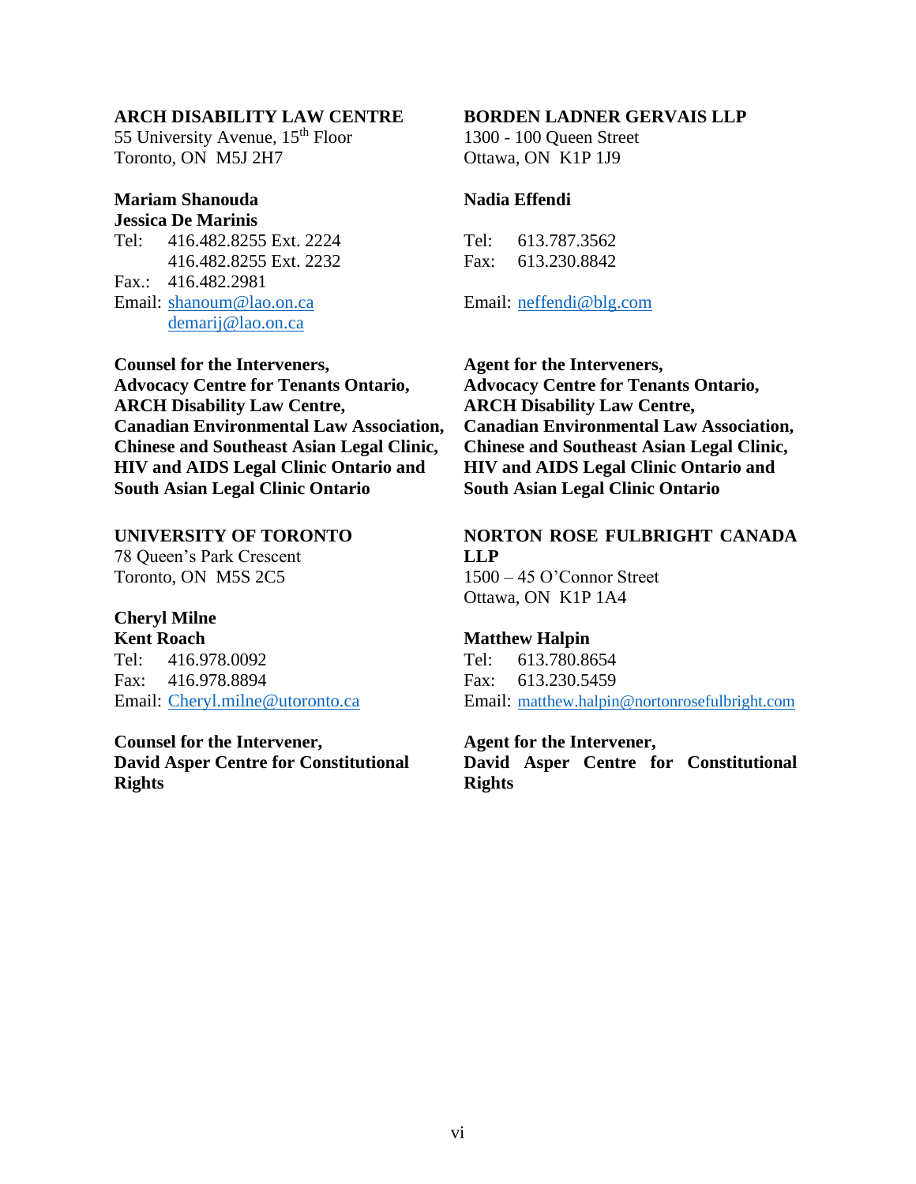**ARCH DISABILITY LAW CENTRE**
55 University Avenue, 15th Floor
Toronto, ON M5J 2H7

**Mariam Shanouda**
**Jessica De Marinis**
Tel: 416.482.8255 Ext. 2224
416.482.8255 Ext. 2232
Fax.: 416.482.2981
Email: shanoum@lao.on.ca
demarij@lao.on.ca

**Counsel for the Interveners,**
**Advocacy Centre for Tenants Ontario,**
**ARCH Disability Law Centre,**
**Canadian Environmental Law Association,**
**Chinese and Southeast Asian Legal Clinic,**
**HIV and AIDS Legal Clinic Ontario and**
**South Asian Legal Clinic Ontario**

**BORDEN LADNER GERVAIS LLP**
1300 - 100 Queen Street
Ottawa, ON K1P 1J9

**Nadia Effendi**

Tel: 613.787.3562
Fax: 613.230.8842

Email: neffendi@blg.com

**Agent for the Interveners,**
**Advocacy Centre for Tenants Ontario,**
**ARCH Disability Law Centre,**
**Canadian Environmental Law Association,**
**Chinese and Southeast Asian Legal Clinic,**
**HIV and AIDS Legal Clinic Ontario and**
**South Asian Legal Clinic Ontario**

**UNIVERSITY OF TORONTO**
78 Queen's Park Crescent
Toronto, ON M5S 2C5

**Cheryl Milne**
**Kent Roach**
Tel: 416.978.0092
Fax: 416.978.8894
Email: Cheryl.milne@utoronto.ca

**Counsel for the Intervener,**
**David Asper Centre for Constitutional Rights**

**NORTON ROSE FULBRIGHT CANADA LLP**
1500 – 45 O'Connor Street
Ottawa, ON K1P 1A4

**Matthew Halpin**
Tel: 613.780.8654
Fax: 613.230.5459
Email: matthew.halpin@nortonrosefulbright.com

**Agent for the Intervener,**
**David Asper Centre for Constitutional Rights**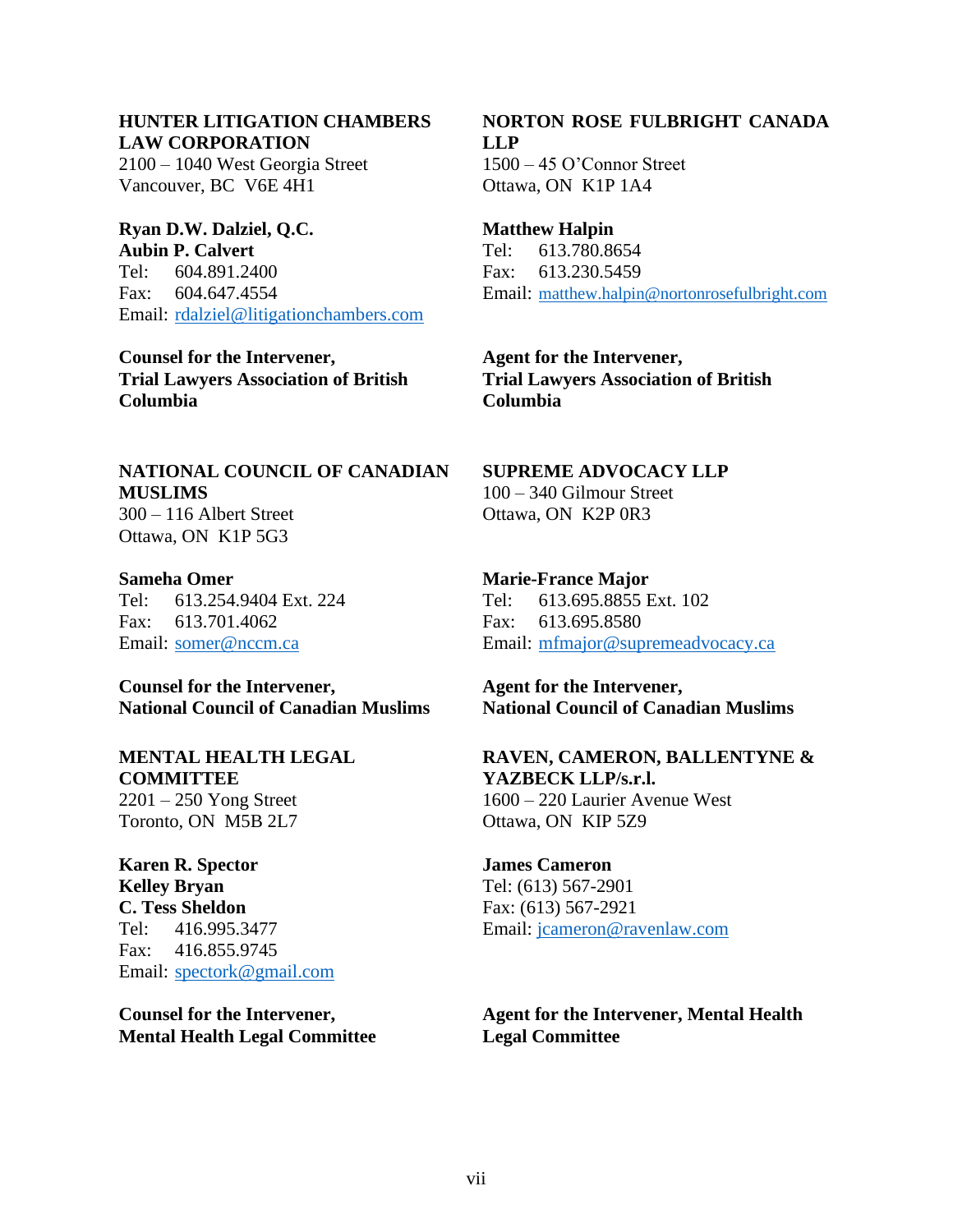**HUNTER LITIGATION CHAMBERS LAW CORPORATION**
2100 – 1040 West Georgia Street
Vancouver, BC V6E 4H1

**Ryan D.W. Dalziel, Q.C.**
**Aubin P. Calvert**
Tel: 604.891.2400
Fax: 604.647.4554
Email: rdalziel@litigationchambers.com

**Counsel for the Intervener, Trial Lawyers Association of British Columbia**

**NORTON ROSE FULBRIGHT CANADA LLP**
1500 – 45 O'Connor Street
Ottawa, ON K1P 1A4

**Matthew Halpin**
Tel: 613.780.8654
Fax: 613.230.5459
Email: matthew.halpin@nortonrosefulbright.com

**Agent for the Intervener, Trial Lawyers Association of British Columbia**

**NATIONAL COUNCIL OF CANADIAN MUSLIMS**
300 – 116 Albert Street
Ottawa, ON K1P 5G3

**Sameha Omer**
Tel: 613.254.9404 Ext. 224
Fax: 613.701.4062
Email: somer@nccm.ca

**Counsel for the Intervener, National Council of Canadian Muslims**

**SUPREME ADVOCACY LLP**
100 – 340 Gilmour Street
Ottawa, ON K2P 0R3

**Marie-France Major**
Tel: 613.695.8855 Ext. 102
Fax: 613.695.8580
Email: mfmajor@supremeadvocacy.ca

**Agent for the Intervener, National Council of Canadian Muslims**

**MENTAL HEALTH LEGAL COMMITTEE**
2201 – 250 Yong Street
Toronto, ON M5B 2L7

**Karen R. Spector**
**Kelley Bryan**
**C. Tess Sheldon**
Tel: 416.995.3477
Fax: 416.855.9745
Email: spectork@gmail.com

**Counsel for the Intervener, Mental Health Legal Committee**

**RAVEN, CAMERON, BALLENTYNE & YAZBECK LLP/s.r.l.**
1600 – 220 Laurier Avenue West
Ottawa, ON KIP 5Z9

**James Cameron**
Tel: (613) 567-2901
Fax: (613) 567-2921
Email: jcameron@ravenlaw.com

**Agent for the Intervener, Mental Health Legal Committee**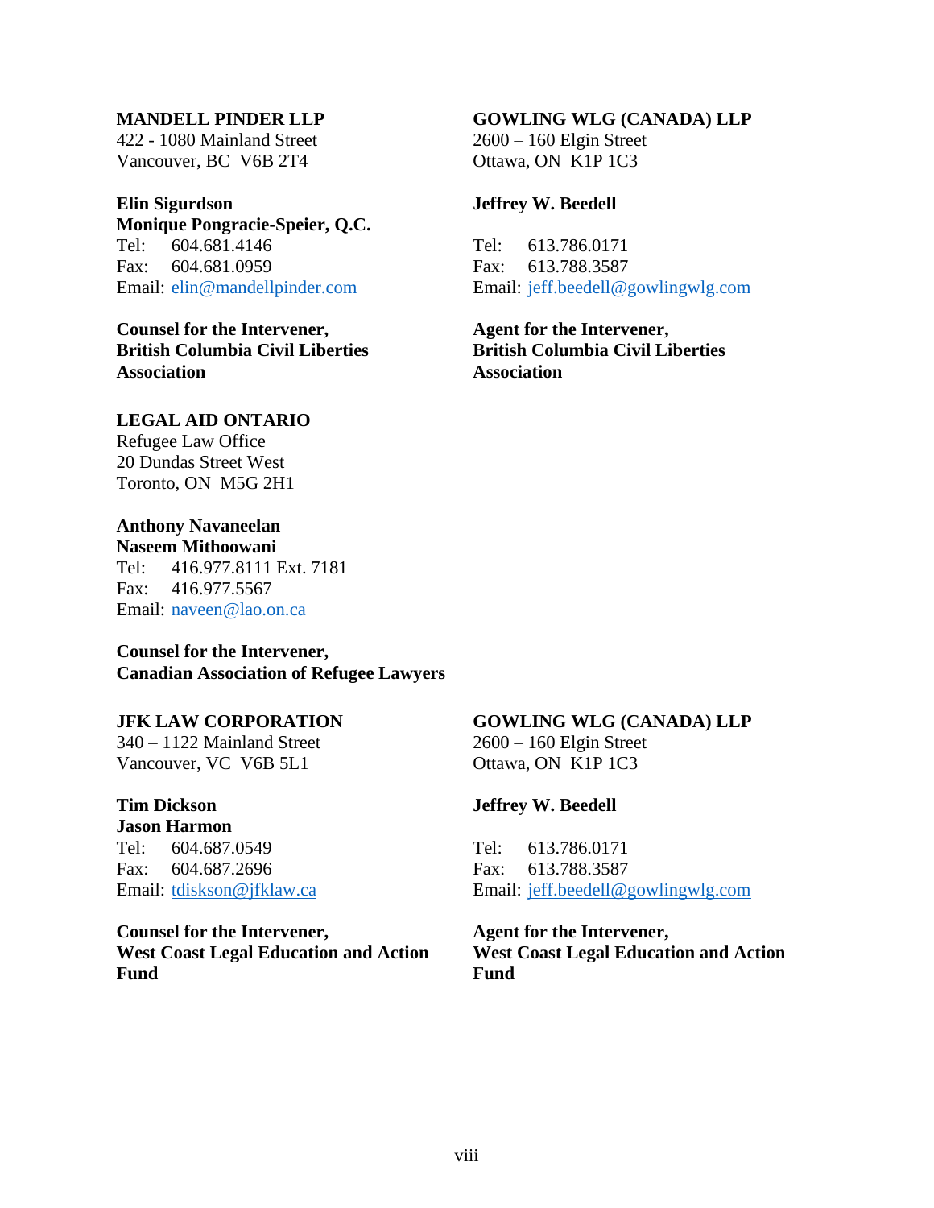**MANDELL PINDER LLP**
422 - 1080 Mainland Street
Vancouver, BC V6B 2T4

**Elin Sigurdson**
**Monique Pongracie-Speier, Q.C.**
Tel: 604.681.4146
Fax: 604.681.0959
Email: elin@mandellpinder.com

**Counsel for the Intervener,**
**British Columbia Civil Liberties Association**

**GOWLING WLG (CANADA) LLP**
2600 – 160 Elgin Street
Ottawa, ON K1P 1C3

**Jeffrey W. Beedell**

Tel: 613.786.0171
Fax: 613.788.3587
Email: jeff.beedell@gowlingwlg.com

**Agent for the Intervener,**
**British Columbia Civil Liberties Association**

**LEGAL AID ONTARIO**
Refugee Law Office
20 Dundas Street West
Toronto, ON M5G 2H1

**Anthony Navaneelan**
**Naseem Mithoowani**
Tel: 416.977.8111 Ext. 7181
Fax: 416.977.5567
Email: naveen@lao.on.ca

**Counsel for the Intervener,**
**Canadian Association of Refugee Lawyers**

**JFK LAW CORPORATION**
340 – 1122 Mainland Street
Vancouver, VC V6B 5L1

**Tim Dickson**
**Jason Harmon**
Tel: 604.687.0549
Fax: 604.687.2696
Email: tdiskson@jfklaw.ca

**Counsel for the Intervener,**
**West Coast Legal Education and Action Fund**

**GOWLING WLG (CANADA) LLP**
2600 – 160 Elgin Street
Ottawa, ON K1P 1C3

**Jeffrey W. Beedell**

Tel: 613.786.0171
Fax: 613.788.3587
Email: jeff.beedell@gowlingwlg.com

**Agent for the Intervener,**
**West Coast Legal Education and Action Fund**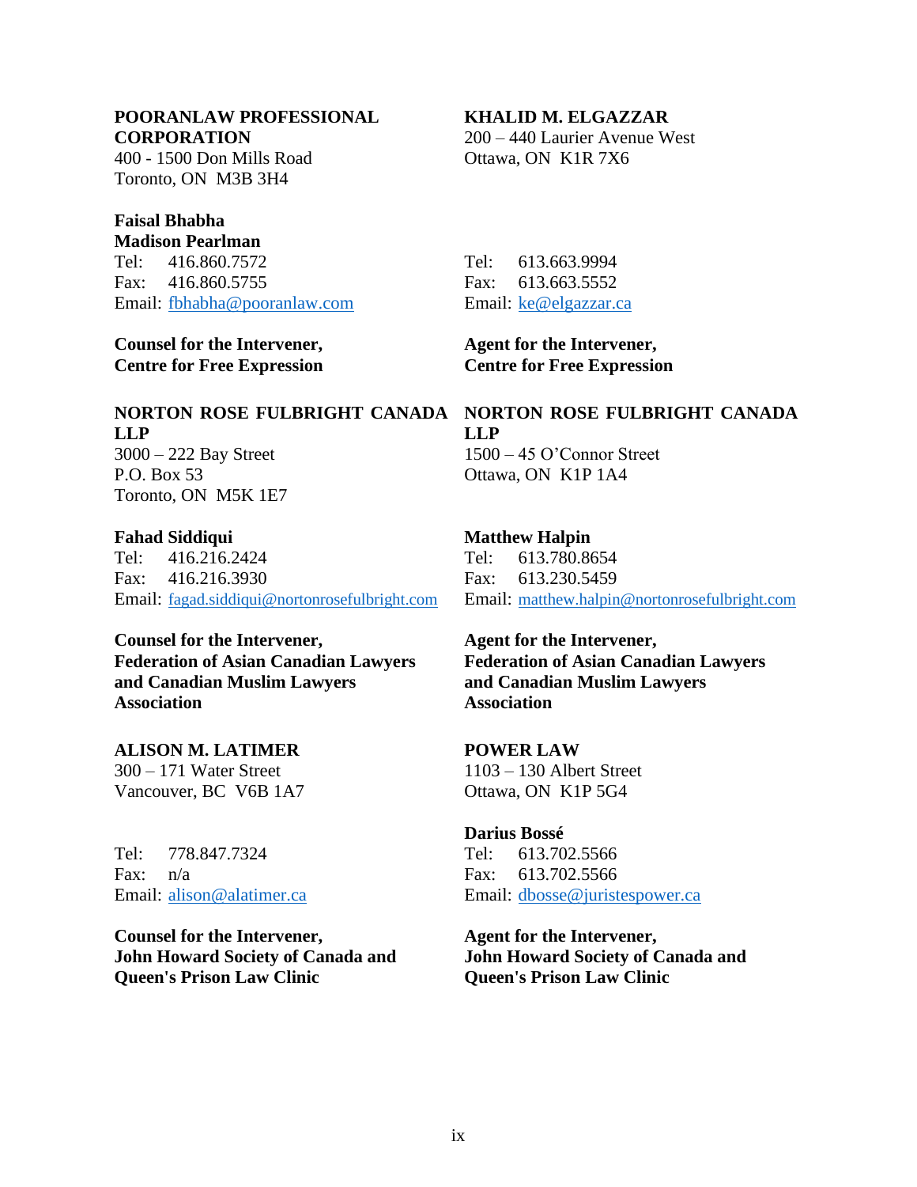**POORANLAW PROFESSIONAL CORPORATION**
400 - 1500 Don Mills Road
Toronto, ON M3B 3H4

**Faisal Bhabha**
**Madison Pearlman**
Tel: 416.860.7572
Fax: 416.860.5755
Email: fbhabha@pooranlaw.com

**Counsel for the Intervener, Centre for Free Expression**

**KHALID M. ELGAZZAR**
200 – 440 Laurier Avenue West
Ottawa, ON K1R 7X6

Tel: 613.663.9994
Fax: 613.663.5552
Email: ke@elgazzar.ca

**Agent for the Intervener, Centre for Free Expression**

**NORTON ROSE FULBRIGHT CANADA LLP**
3000 – 222 Bay Street
P.O. Box 53
Toronto, ON M5K 1E7

**Fahad Siddiqui**
Tel: 416.216.2424
Fax: 416.216.3930
Email: fagad.siddiqui@nortonrosefulbright.com

**Counsel for the Intervener, Federation of Asian Canadian Lawyers and Canadian Muslim Lawyers Association**

**NORTON ROSE FULBRIGHT CANADA LLP**
1500 – 45 O'Connor Street
Ottawa, ON K1P 1A4

**Matthew Halpin**
Tel: 613.780.8654
Fax: 613.230.5459
Email: matthew.halpin@nortonrosefulbright.com

**Agent for the Intervener, Federation of Asian Canadian Lawyers and Canadian Muslim Lawyers Association**

**ALISON M. LATIMER**
300 – 171 Water Street
Vancouver, BC V6B 1A7

Tel: 778.847.7324
Fax: n/a
Email: alison@alatimer.ca

**Counsel for the Intervener, John Howard Society of Canada and Queen's Prison Law Clinic**

**POWER LAW**
1103 – 130 Albert Street
Ottawa, ON K1P 5G4

**Darius Bossé**
Tel: 613.702.5566
Fax: 613.702.5566
Email: dbosse@juristespower.ca

**Agent for the Intervener, John Howard Society of Canada and Queen's Prison Law Clinic**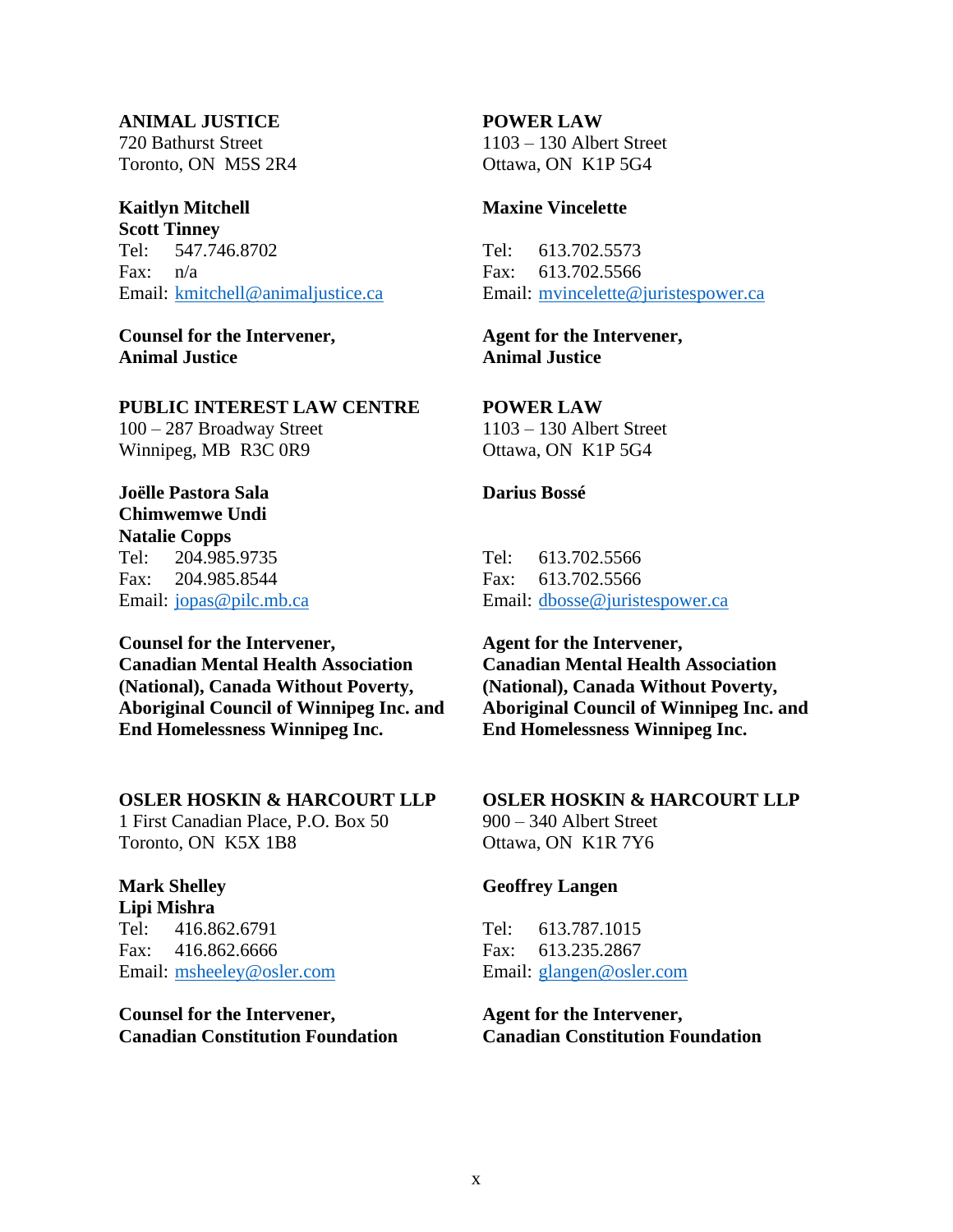**ANIMAL JUSTICE**
720 Bathurst Street
Toronto, ON M5S 2R4

**Kaitlyn Mitchell**
**Scott Tinney**
Tel: 547.746.8702
Fax: n/a
Email: kmitchell@animaljustice.ca

**Counsel for the Intervener, Animal Justice**

**POWER LAW**
1103 – 130 Albert Street
Ottawa, ON K1P 5G4

**Maxine Vincelette**

Tel: 613.702.5573
Fax: 613.702.5566
Email: mvincelette@juristespower.ca

**Agent for the Intervener, Animal Justice**

**PUBLIC INTEREST LAW CENTRE**
100 – 287 Broadway Street
Winnipeg, MB R3C 0R9

**Joëlle Pastora Sala**
**Chimwemwe Undi**
**Natalie Copps**
Tel: 204.985.9735
Fax: 204.985.8544
Email: jopas@pilc.mb.ca

**Counsel for the Intervener, Canadian Mental Health Association (National), Canada Without Poverty, Aboriginal Council of Winnipeg Inc. and End Homelessness Winnipeg Inc.**

**POWER LAW**
1103 – 130 Albert Street
Ottawa, ON K1P 5G4

**Darius Bossé**

Tel: 613.702.5566
Fax: 613.702.5566
Email: dbosse@juristespower.ca

**Agent for the Intervener, Canadian Mental Health Association (National), Canada Without Poverty, Aboriginal Council of Winnipeg Inc. and End Homelessness Winnipeg Inc.**

**OSLER HOSKIN & HARCOURT LLP**
1 First Canadian Place, P.O. Box 50
Toronto, ON K5X 1B8

**Mark Shelley**
**Lipi Mishra**
Tel: 416.862.6791
Fax: 416.862.6666
Email: msheeley@osler.com

**Counsel for the Intervener, Canadian Constitution Foundation**

**OSLER HOSKIN & HARCOURT LLP**
900 – 340 Albert Street
Ottawa, ON K1R 7Y6

**Geoffrey Langen**

Tel: 613.787.1015
Fax: 613.235.2867
Email: glangen@osler.com

**Agent for the Intervener, Canadian Constitution Foundation**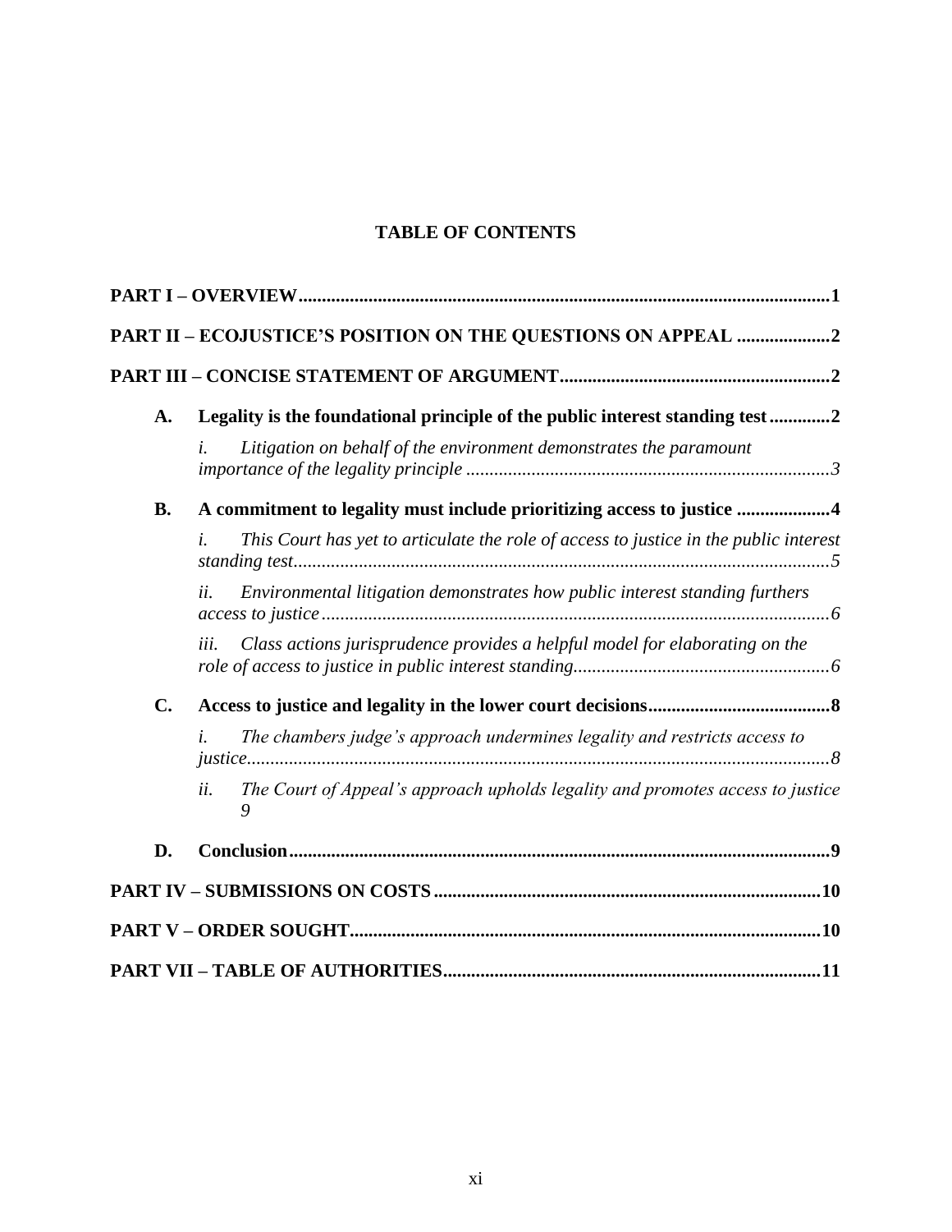# TABLE OF CONTENTS

**PART I – OVERVIEW** ............................................................ **1**

**PART II – ECOJUSTICE'S POSITION ON THE QUESTIONS ON APPEAL** ............................................................ **2**

**PART III – CONCISE STATEMENT OF ARGUMENT** ............................................................ **2**

**A. Legality is the foundational principle of the public interest standing test** ............................................................ **2**

*i. Litigation on behalf of the environment demonstrates the paramount importance of the legality principle* ............................................................ *3*

**B. A commitment to legality must include prioritizing access to justice** ............................................................ **4**

*i. This Court has yet to articulate the role of access to justice in the public interest standing test* ............................................................ *5*

*ii. Environmental litigation demonstrates how public interest standing furthers access to justice* ............................................................ *6*

*iii. Class actions jurisprudence provides a helpful model for elaborating on the role of access to justice in public interest standing* ............................................................ *6*

**C. Access to justice and legality in the lower court decisions** ............................................................ **8**

*i. The chambers judge's approach undermines legality and restricts access to justice* ............................................................ *8*

*ii. The Court of Appeal's approach upholds legality and promotes access to justice* *9*

**D. Conclusion** ............................................................ **9**

**PART IV – SUBMISSIONS ON COSTS** ............................................................ **10**

**PART V – ORDER SOUGHT** ............................................................ **10**

**PART VII – TABLE OF AUTHORITIES** ............................................................ **11**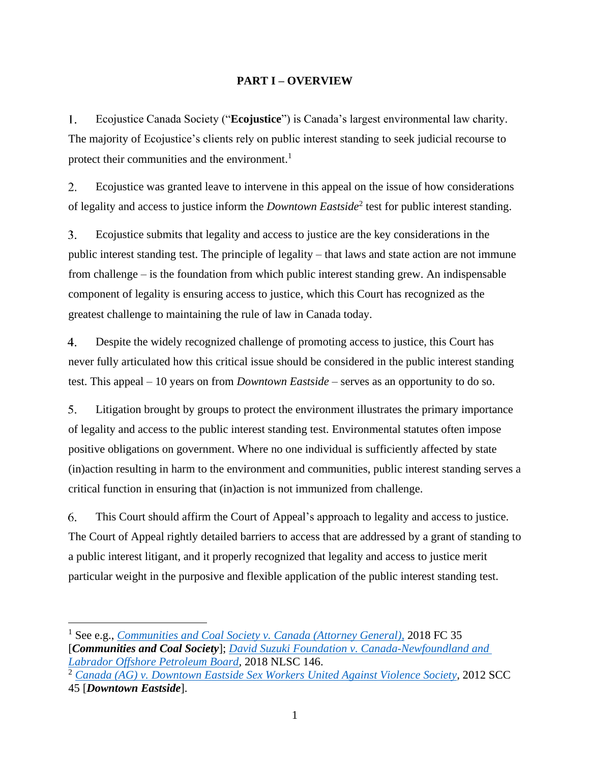## PART I – OVERVIEW

1. Ecojustice Canada Society ("**Ecojustice**") is Canada's largest environmental law charity. The majority of Ecojustice's clients rely on public interest standing to seek judicial recourse to protect their communities and the environment.[1]

2. Ecojustice was granted leave to intervene in this appeal on the issue of how considerations of legality and access to justice inform the *Downtown Eastside*[2] test for public interest standing.

3. Ecojustice submits that legality and access to justice are the key considerations in the public interest standing test. The principle of legality – that laws and state action are not immune from challenge – is the foundation from which public interest standing grew. An indispensable component of legality is ensuring access to justice, which this Court has recognized as the greatest challenge to maintaining the rule of law in Canada today.

4. Despite the widely recognized challenge of promoting access to justice, this Court has never fully articulated how this critical issue should be considered in the public interest standing test. This appeal – 10 years on from *Downtown Eastside* – serves as an opportunity to do so.

5. Litigation brought by groups to protect the environment illustrates the primary importance of legality and access to the public interest standing test. Environmental statutes often impose positive obligations on government. Where no one individual is sufficiently affected by state (in)action resulting in harm to the environment and communities, public interest standing serves a critical function in ensuring that (in)action is not immunized from challenge.

6. This Court should affirm the Court of Appeal's approach to legality and access to justice. The Court of Appeal rightly detailed barriers to access that are addressed by a grant of standing to a public interest litigant, and it properly recognized that legality and access to justice merit particular weight in the purposive and flexible application of the public interest standing test.

---

[1] See e.g., *Communities and Coal Society v. Canada (Attorney General),* 2018 FC 35 [***Communities and Coal Society***]; *David Suzuki Foundation v. Canada-Newfoundland and Labrador Offshore Petroleum Board*, 2018 NLSC 146.

[2] *Canada (AG) v. Downtown Eastside Sex Workers United Against Violence Society*, 2012 SCC 45 [***Downtown Eastside***].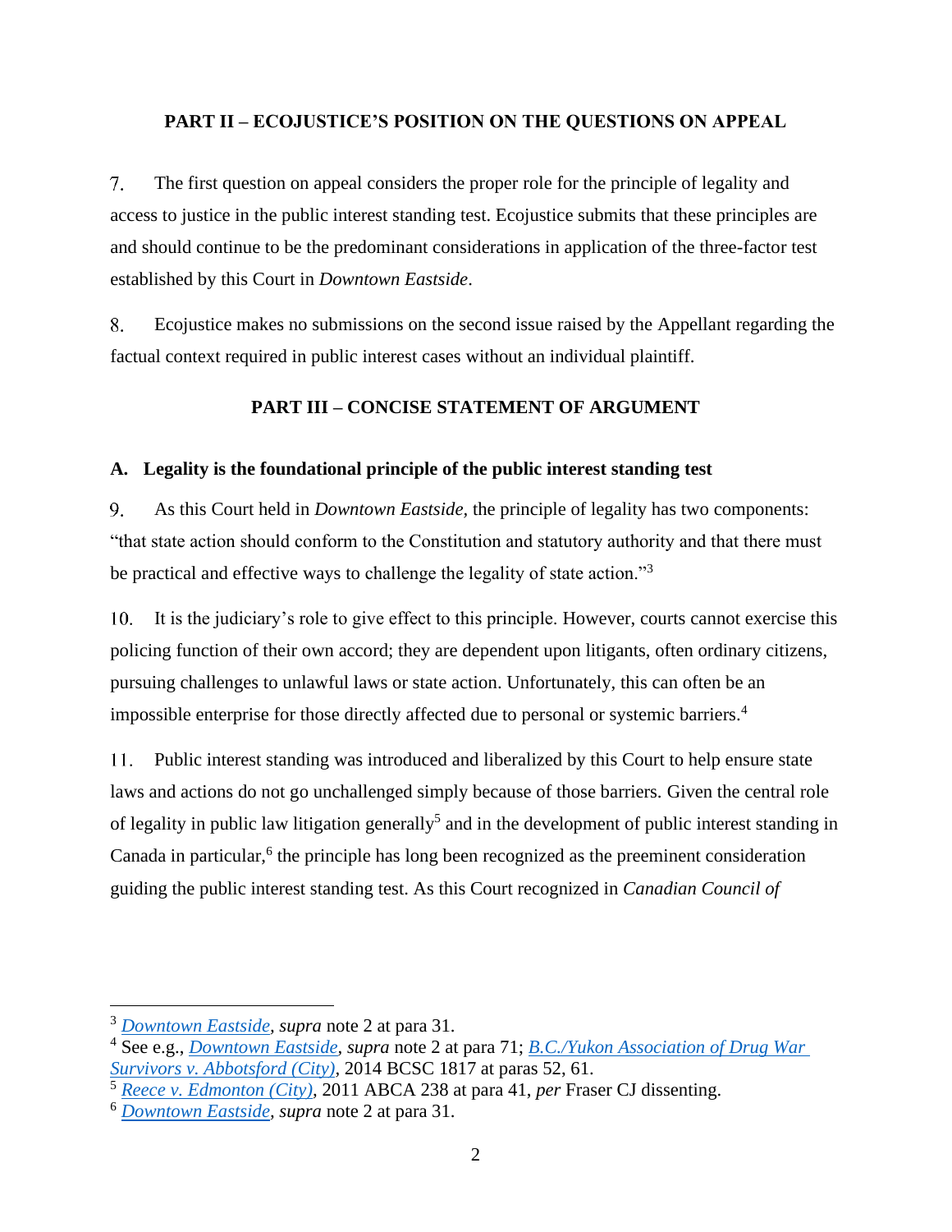## PART II – ECOJUSTICE'S POSITION ON THE QUESTIONS ON APPEAL

7. The first question on appeal considers the proper role for the principle of legality and access to justice in the public interest standing test. Ecojustice submits that these principles are and should continue to be the predominant considerations in application of the three-factor test established by this Court in *Downtown Eastside*.

8. Ecojustice makes no submissions on the second issue raised by the Appellant regarding the factual context required in public interest cases without an individual plaintiff.

## PART III – CONCISE STATEMENT OF ARGUMENT

### A. Legality is the foundational principle of the public interest standing test

9. As this Court held in *Downtown Eastside*, the principle of legality has two components: "that state action should conform to the Constitution and statutory authority and that there must be practical and effective ways to challenge the legality of state action."[3]

10. It is the judiciary's role to give effect to this principle. However, courts cannot exercise this policing function of their own accord; they are dependent upon litigants, often ordinary citizens, pursuing challenges to unlawful laws or state action. Unfortunately, this can often be an impossible enterprise for those directly affected due to personal or systemic barriers.[4]

11. Public interest standing was introduced and liberalized by this Court to help ensure state laws and actions do not go unchallenged simply because of those barriers. Given the central role of legality in public law litigation generally[5] and in the development of public interest standing in Canada in particular,[6] the principle has long been recognized as the preeminent consideration guiding the public interest standing test. As this Court recognized in *Canadian Council of*

---

[3] *Downtown Eastside*, ***supra*** note 2 at para 31.

[4] See e.g., *Downtown Eastside*, ***supra*** note 2 at para 71; *B.C./Yukon Association of Drug War Survivors v. Abbotsford (City)*, 2014 BCSC 1817 at paras 52, 61.

[5] *Reece v. Edmonton (City)*, 2011 ABCA 238 at para 41, *per* Fraser CJ dissenting.

[6] *Downtown Eastside*, ***supra*** note 2 at para 31.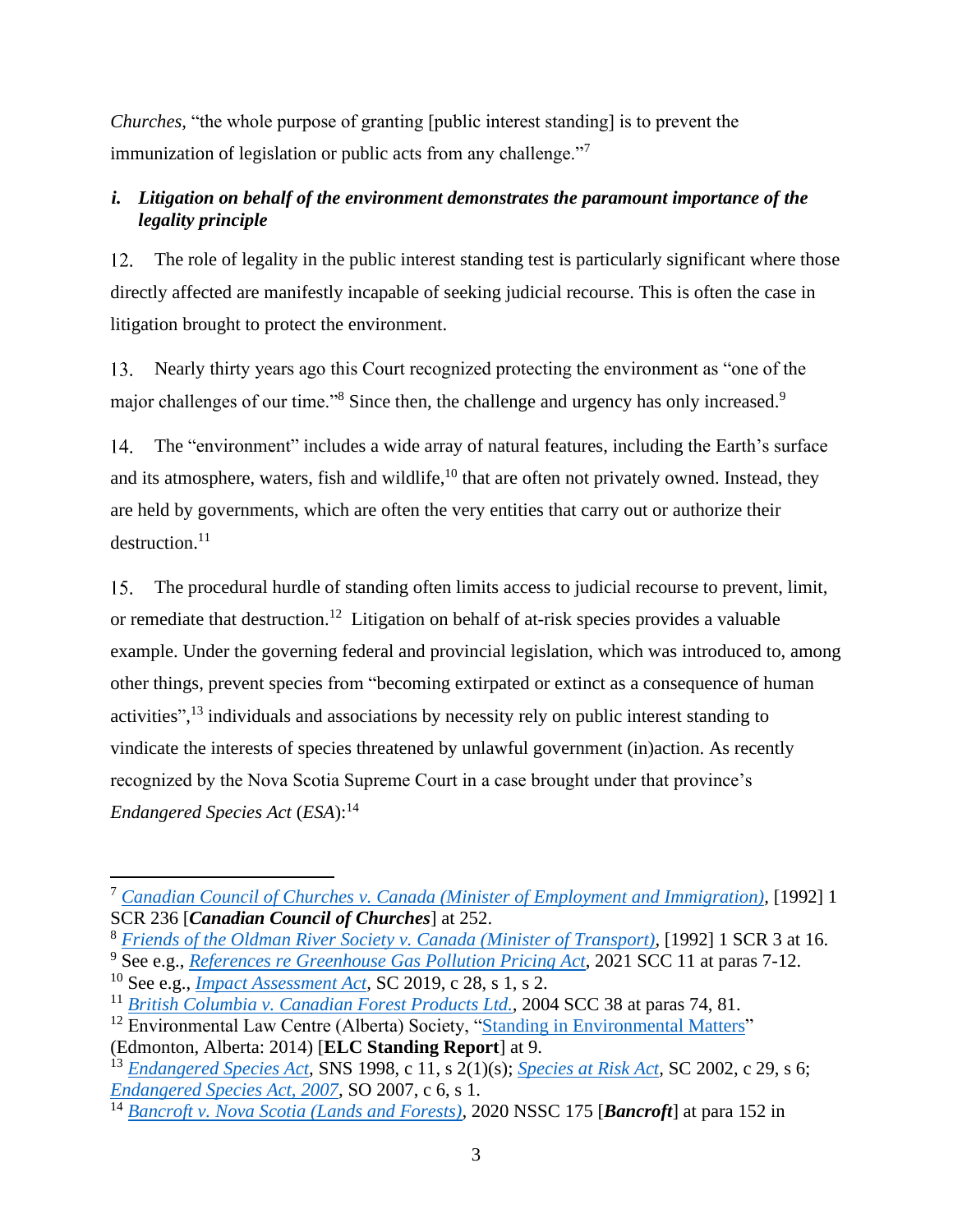*Churches*, "the whole purpose of granting [public interest standing] is to prevent the immunization of legislation or public acts from any challenge."[7]

### *i. Litigation on behalf of the environment demonstrates the paramount importance of the legality principle*

12. The role of legality in the public interest standing test is particularly significant where those directly affected are manifestly incapable of seeking judicial recourse. This is often the case in litigation brought to protect the environment.

13. Nearly thirty years ago this Court recognized protecting the environment as "one of the major challenges of our time."[8] Since then, the challenge and urgency has only increased.[9]

14. The "environment" includes a wide array of natural features, including the Earth's surface and its atmosphere, waters, fish and wildlife,[10] that are often not privately owned. Instead, they are held by governments, which are often the very entities that carry out or authorize their destruction.[11]

15. The procedural hurdle of standing often limits access to judicial recourse to prevent, limit, or remediate that destruction.[12] Litigation on behalf of at-risk species provides a valuable example. Under the governing federal and provincial legislation, which was introduced to, among other things, prevent species from "becoming extirpated or extinct as a consequence of human activities",[13] individuals and associations by necessity rely on public interest standing to vindicate the interests of species threatened by unlawful government (in)action. As recently recognized by the Nova Scotia Supreme Court in a case brought under that province's *Endangered Species Act* (*ESA*):[14]

---

[7] *Canadian Council of Churches v. Canada (Minister of Employment and Immigration)*, [1992] 1 SCR 236 [***Canadian Council of Churches***] at 252.

[8] *Friends of the Oldman River Society v. Canada (Minister of Transport)*, [1992] 1 SCR 3 at 16.

[9] See e.g., *References re Greenhouse Gas Pollution Pricing Act*, 2021 SCC 11 at paras 7-12.

[10] See e.g., *Impact Assessment Act*, SC 2019, c 28, s 1, s 2.

[11] *British Columbia v. Canadian Forest Products Ltd.*, 2004 SCC 38 at paras 74, 81.

[12] Environmental Law Centre (Alberta) Society, "Standing in Environmental Matters" (Edmonton, Alberta: 2014) [**ELC Standing Report**] at 9.

[13] *Endangered Species Act*, SNS 1998, c 11, s 2(1)(s); *Species at Risk Act*, SC 2002, c 29, s 6; *Endangered Species Act, 2007*, SO 2007, c 6, s 1.

[14] *Bancroft v. Nova Scotia (Lands and Forests)*, 2020 NSSC 175 [***Bancroft***] at para 152 in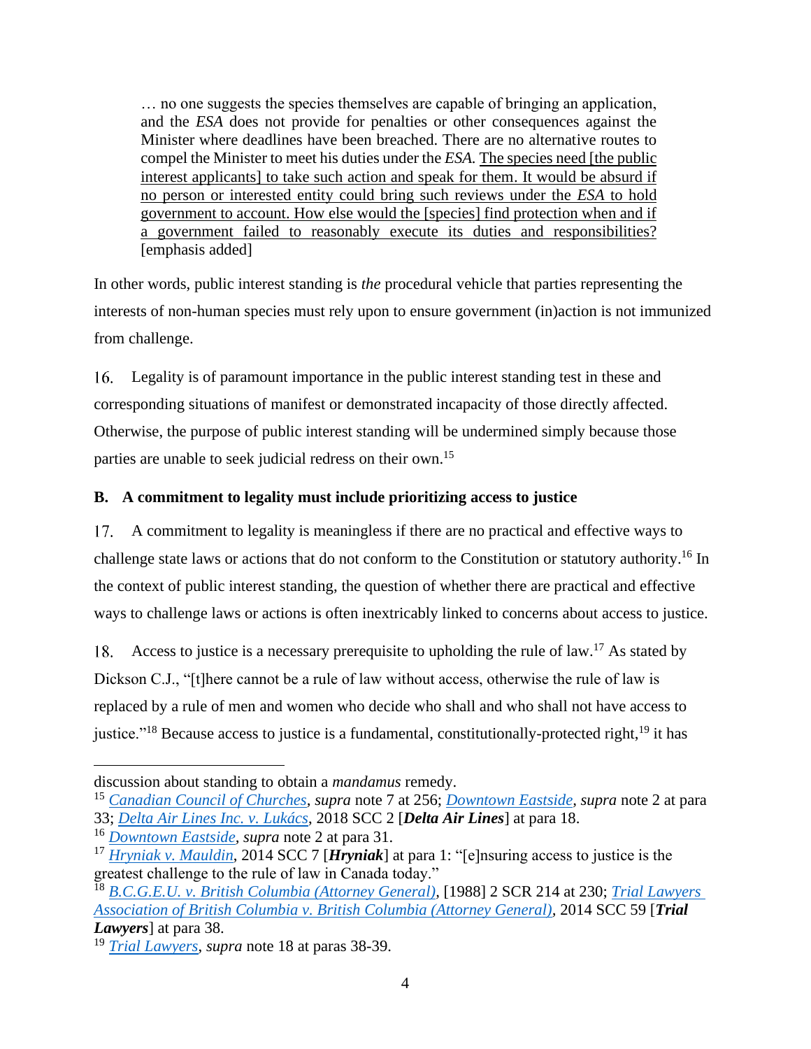> … no one suggests the species themselves are capable of bringing an application, and the *ESA* does not provide for penalties or other consequences against the Minister where deadlines have been breached. There are no alternative routes to compel the Minister to meet his duties under the *ESA*. <u>The species need [the public interest applicants] to take such action and speak for them. It would be absurd if no person or interested entity could bring such reviews under the *ESA* to hold government to account. How else would the [species] find protection when and if a government failed to reasonably execute its duties and responsibilities?</u> [emphasis added]

In other words, public interest standing is *the* procedural vehicle that parties representing the interests of non-human species must rely upon to ensure government (in)action is not immunized from challenge.

16. Legality is of paramount importance in the public interest standing test in these and corresponding situations of manifest or demonstrated incapacity of those directly affected. Otherwise, the purpose of public interest standing will be undermined simply because those parties are unable to seek judicial redress on their own.[15]

**B. A commitment to legality must include prioritizing access to justice**

17. A commitment to legality is meaningless if there are no practical and effective ways to challenge state laws or actions that do not conform to the Constitution or statutory authority.[16] In the context of public interest standing, the question of whether there are practical and effective ways to challenge laws or actions is often inextricably linked to concerns about access to justice.

18. Access to justice is a necessary prerequisite to upholding the rule of law.[17] As stated by Dickson C.J., "[t]here cannot be a rule of law without access, otherwise the rule of law is replaced by a rule of men and women who decide who shall and who shall not have access to justice."[18] Because access to justice is a fundamental, constitutionally-protected right,[19] it has

---

discussion about standing to obtain a *mandamus* remedy.

[15] *Canadian Council of Churches*, *supra* note 7 at 256; *Downtown Eastside*, *supra* note 2 at para 33; *Delta Air Lines Inc. v. Lukács*, 2018 SCC 2 [***Delta Air Lines***] at para 18.

[16] *Downtown Eastside*, *supra* note 2 at para 31.

[17] *Hryniak v. Mauldin*, 2014 SCC 7 [***Hryniak***] at para 1: "[e]nsuring access to justice is the greatest challenge to the rule of law in Canada today."

[18] *B.C.G.E.U. v. British Columbia (Attorney General)*, [1988] 2 SCR 214 at 230; *Trial Lawyers Association of British Columbia v. British Columbia (Attorney General)*, 2014 SCC 59 [***Trial Lawyers***] at para 38.

[19] *Trial Lawyers*, *supra* note 18 at paras 38-39.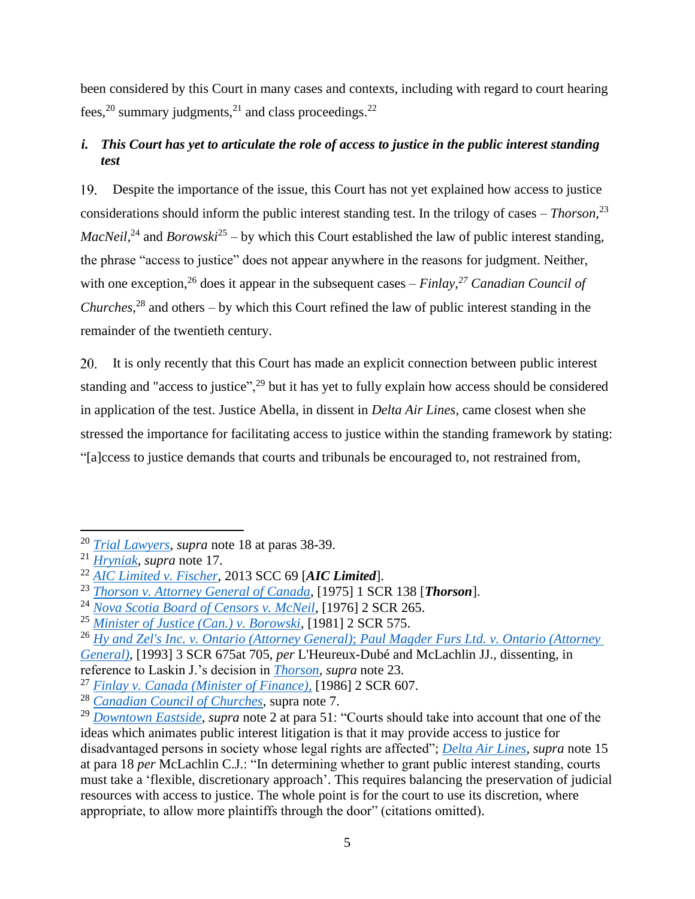been considered by this Court in many cases and contexts, including with regard to court hearing fees,[20] summary judgments,[21] and class proceedings.[22]

### *i. This Court has yet to articulate the role of access to justice in the public interest standing test*

19. Despite the importance of the issue, this Court has not yet explained how access to justice considerations should inform the public interest standing test. In the trilogy of cases – *Thorson*,[23] *MacNeil*,[24] and *Borowski*[25] – by which this Court established the law of public interest standing, the phrase "access to justice" does not appear anywhere in the reasons for judgment. Neither, with one exception,[26] does it appear in the subsequent cases – *Finlay*,[27] *Canadian Council of Churches*,[28] and others – by which this Court refined the law of public interest standing in the remainder of the twentieth century.

20. It is only recently that this Court has made an explicit connection between public interest standing and "access to justice",[29] but it has yet to fully explain how access should be considered in application of the test. Justice Abella, in dissent in *Delta Air Lines*, came closest when she stressed the importance for facilitating access to justice within the standing framework by stating: "[a]ccess to justice demands that courts and tribunals be encouraged to, not restrained from,

---

[20] *Trial Lawyers*, *supra* note 18 at paras 38-39.

[21] *Hryniak*, *supra* note 17.

[22] *AIC Limited v. Fischer*, 2013 SCC 69 [***AIC Limited***].

[23] *Thorson v. Attorney General of Canada*, [1975] 1 SCR 138 [***Thorson***].

[24] *Nova Scotia Board of Censors v. McNeil*, [1976] 2 SCR 265.

[25] *Minister of Justice (Can.) v. Borowski*, [1981] 2 SCR 575.

[26] *Hy and Zel's Inc. v. Ontario (Attorney General); Paul Magder Furs Ltd. v. Ontario (Attorney General)*, [1993] 3 SCR 675at 705, *per* L'Heureux-Dubé and McLachlin JJ., dissenting, in reference to Laskin J.'s decision in *Thorson*, *supra* note 23.

[27] *Finlay v. Canada (Minister of Finance),* [1986] 2 SCR 607.

[28] *Canadian Council of Churches*, supra note 7.

[29] *Downtown Eastside*, *supra* note 2 at para 51: "Courts should take into account that one of the ideas which animates public interest litigation is that it may provide access to justice for disadvantaged persons in society whose legal rights are affected"; *Delta Air Lines*, *supra* note 15 at para 18 *per* McLachlin C.J.: "In determining whether to grant public interest standing, courts must take a 'flexible, discretionary approach'. This requires balancing the preservation of judicial resources with access to justice. The whole point is for the court to use its discretion, where appropriate, to allow more plaintiffs through the door" (citations omitted).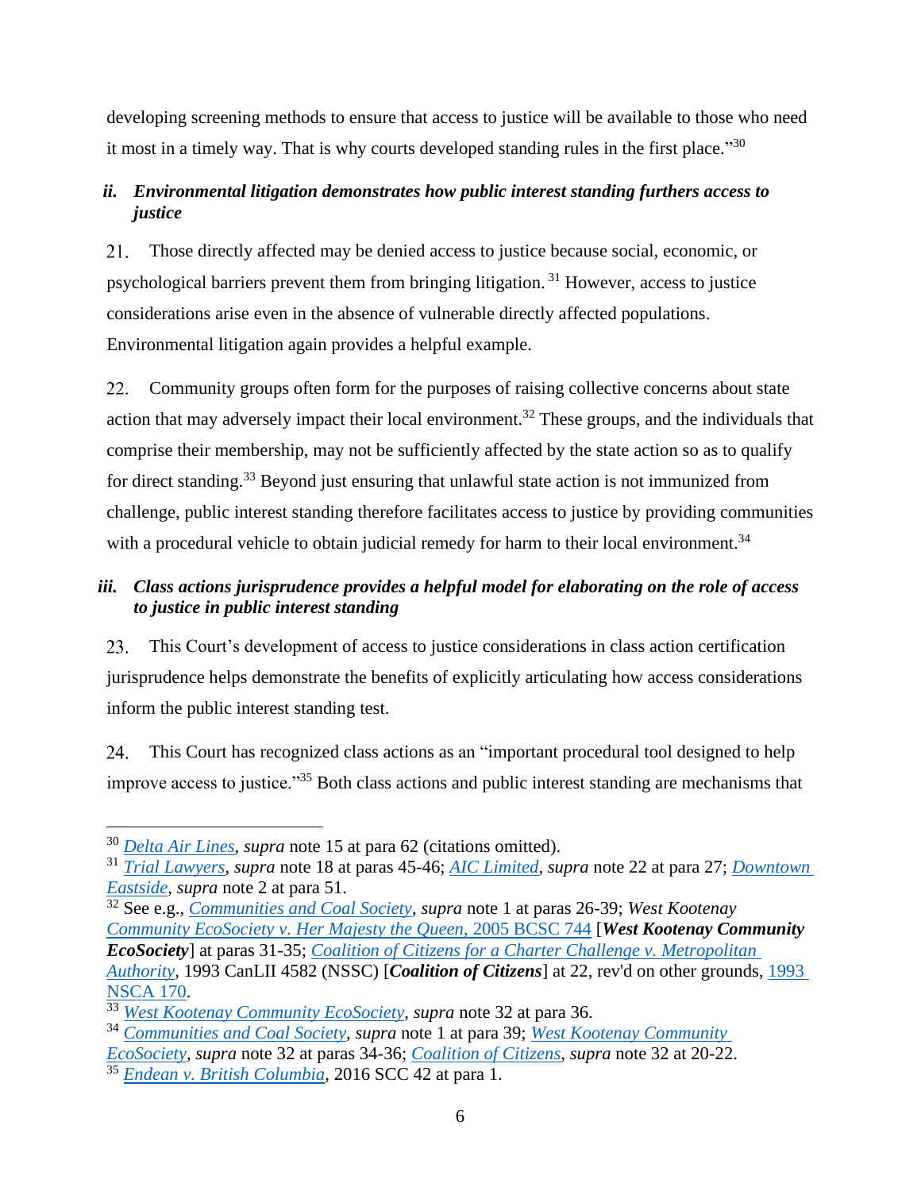developing screening methods to ensure that access to justice will be available to those who need it most in a timely way. That is why courts developed standing rules in the first place."[30]

### *ii. Environmental litigation demonstrates how public interest standing furthers access to justice*

21. Those directly affected may be denied access to justice because social, economic, or psychological barriers prevent them from bringing litigation.[31] However, access to justice considerations arise even in the absence of vulnerable directly affected populations. Environmental litigation again provides a helpful example.

22. Community groups often form for the purposes of raising collective concerns about state action that may adversely impact their local environment.[32] These groups, and the individuals that comprise their membership, may not be sufficiently affected by the state action so as to qualify for direct standing.[33] Beyond just ensuring that unlawful state action is not immunized from challenge, public interest standing therefore facilitates access to justice by providing communities with a procedural vehicle to obtain judicial remedy for harm to their local environment.[34]

### *iii. Class actions jurisprudence provides a helpful model for elaborating on the role of access to justice in public interest standing*

23. This Court's development of access to justice considerations in class action certification jurisprudence helps demonstrate the benefits of explicitly articulating how access considerations inform the public interest standing test.

24. This Court has recognized class actions as an "important procedural tool designed to help improve access to justice."[35] Both class actions and public interest standing are mechanisms that

---

[30] *Delta Air Lines*, *supra* note 15 at para 62 (citations omitted).

[31] *Trial Lawyers*, *supra* note 18 at paras 45-46; *AIC Limited*, *supra* note 22 at para 27; *Downtown Eastside*, *supra* note 2 at para 51.

[32] See e.g., *Communities and Coal Society*, *supra* note 1 at paras 26-39; *West Kootenay Community EcoSociety v. Her Majesty the Queen*, 2005 BCSC 744 [***West Kootenay Community EcoSociety***] at paras 31-35; *Coalition of Citizens for a Charter Challenge v. Metropolitan Authority*, 1993 CanLII 4582 (NSSC) [***Coalition of Citizens***] at 22, rev'd on other grounds, 1993 NSCA 170.

[33] *West Kootenay Community EcoSociety*, *supra* note 32 at para 36.

[34] *Communities and Coal Society*, *supra* note 1 at para 39; *West Kootenay Community EcoSociety*, *supra* note 32 at paras 34-36; *Coalition of Citizens*, *supra* note 32 at 20-22.

[35] *Endean v. British Columbia*, 2016 SCC 42 at para 1.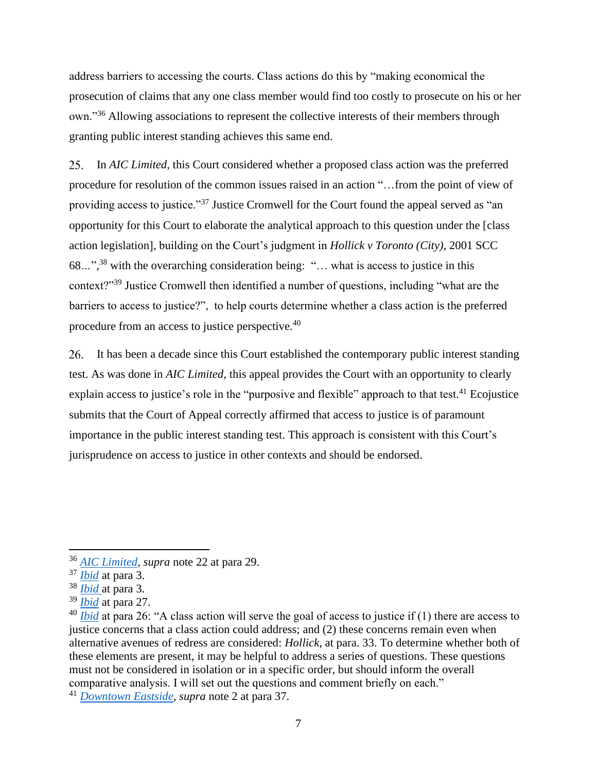address barriers to accessing the courts. Class actions do this by "making economical the prosecution of claims that any one class member would find too costly to prosecute on his or her own."[36] Allowing associations to represent the collective interests of their members through granting public interest standing achieves this same end.

25. In *AIC Limited,* this Court considered whether a proposed class action was the preferred procedure for resolution of the common issues raised in an action "…from the point of view of providing access to justice."[37] Justice Cromwell for the Court found the appeal served as "an opportunity for this Court to elaborate the analytical approach to this question under the [class action legislation], building on the Court's judgment in *Hollick v Toronto (City),* 2001 SCC 68...",[38] with the overarching consideration being: "… what is access to justice in this context?"[39] Justice Cromwell then identified a number of questions, including "what are the barriers to access to justice?", to help courts determine whether a class action is the preferred procedure from an access to justice perspective.[40]

26. It has been a decade since this Court established the contemporary public interest standing test. As was done in *AIC Limited,* this appeal provides the Court with an opportunity to clearly explain access to justice's role in the "purposive and flexible" approach to that test.[41] Ecojustice submits that the Court of Appeal correctly affirmed that access to justice is of paramount importance in the public interest standing test. This approach is consistent with this Court's jurisprudence on access to justice in other contexts and should be endorsed.

---

[36] *AIC Limited*, *supra* note 22 at para 29.

[37] *Ibid* at para 3.

[38] *Ibid* at para 3.

[39] *Ibid* at para 27.

[40] *Ibid* at para 26: "A class action will serve the goal of access to justice if (1) there are access to justice concerns that a class action could address; and (2) these concerns remain even when alternative avenues of redress are considered: *Hollick*, at para. 33. To determine whether both of these elements are present, it may be helpful to address a series of questions. These questions must not be considered in isolation or in a specific order, but should inform the overall comparative analysis. I will set out the questions and comment briefly on each."

[41] *Downtown Eastside*, *supra* note 2 at para 37.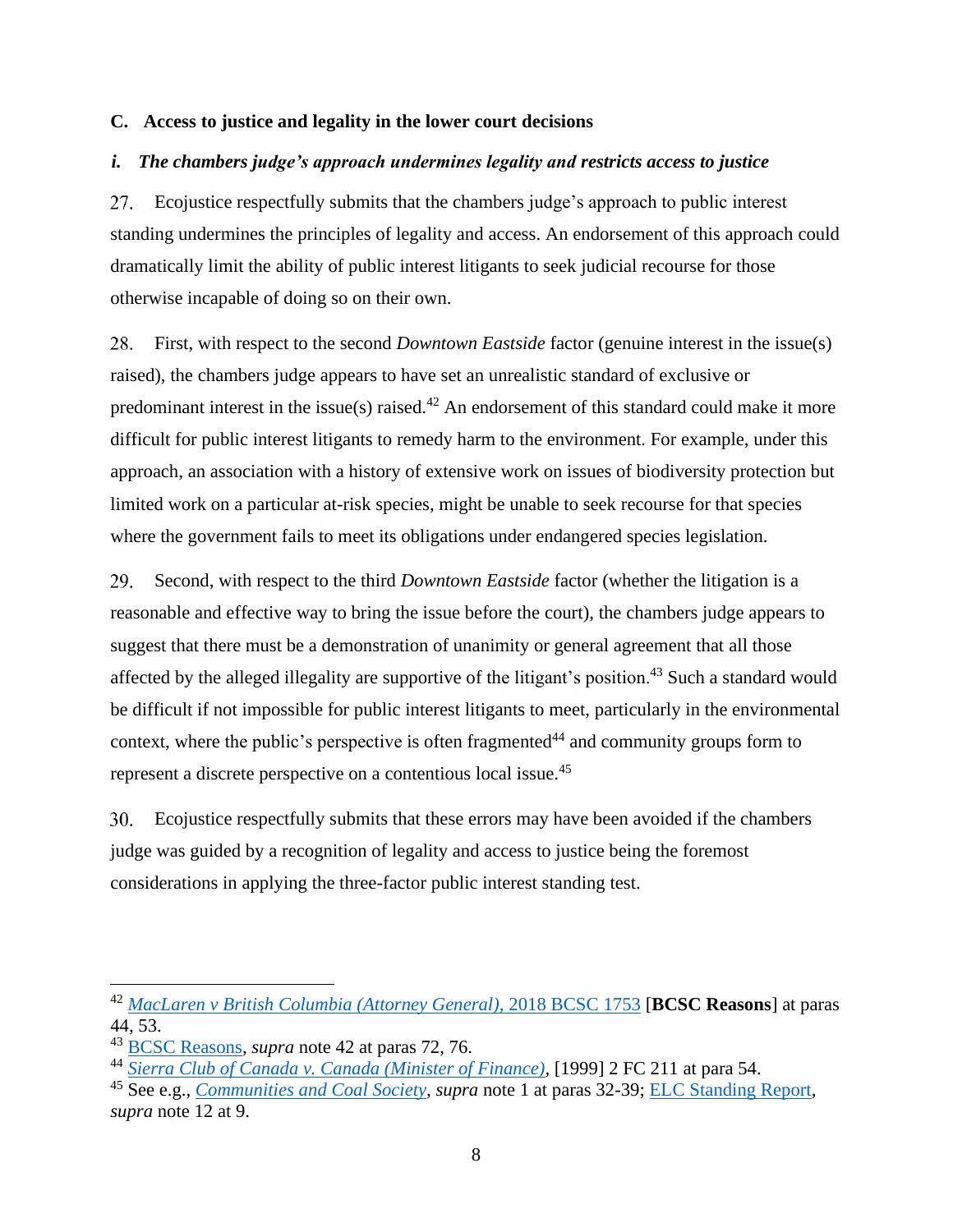### C. Access to justice and legality in the lower court decisions

#### *i. The chambers judge's approach undermines legality and restricts access to justice*

27. Ecojustice respectfully submits that the chambers judge's approach to public interest standing undermines the principles of legality and access. An endorsement of this approach could dramatically limit the ability of public interest litigants to seek judicial recourse for those otherwise incapable of doing so on their own.

28. First, with respect to the second *Downtown Eastside* factor (genuine interest in the issue(s) raised), the chambers judge appears to have set an unrealistic standard of exclusive or predominant interest in the issue(s) raised.[42] An endorsement of this standard could make it more difficult for public interest litigants to remedy harm to the environment. For example, under this approach, an association with a history of extensive work on issues of biodiversity protection but limited work on a particular at-risk species, might be unable to seek recourse for that species where the government fails to meet its obligations under endangered species legislation.

29. Second, with respect to the third *Downtown Eastside* factor (whether the litigation is a reasonable and effective way to bring the issue before the court), the chambers judge appears to suggest that there must be a demonstration of unanimity or general agreement that all those affected by the alleged illegality are supportive of the litigant's position.[43] Such a standard would be difficult if not impossible for public interest litigants to meet, particularly in the environmental context, where the public's perspective is often fragmented[44] and community groups form to represent a discrete perspective on a contentious local issue.[45]

30. Ecojustice respectfully submits that these errors may have been avoided if the chambers judge was guided by a recognition of legality and access to justice being the foremost considerations in applying the three-factor public interest standing test.

---

[42] *MacLaren v British Columbia (Attorney General)*, 2018 BCSC 1753 [**BCSC Reasons**] at paras 44, 53.

[43] BCSC Reasons, *supra* note 42 at paras 72, 76.

[44] *Sierra Club of Canada v. Canada (Minister of Finance)*, [1999] 2 FC 211 at para 54.

[45] See e.g., *Communities and Coal Society*, *supra* note 1 at paras 32-39; ELC Standing Report, *supra* note 12 at 9.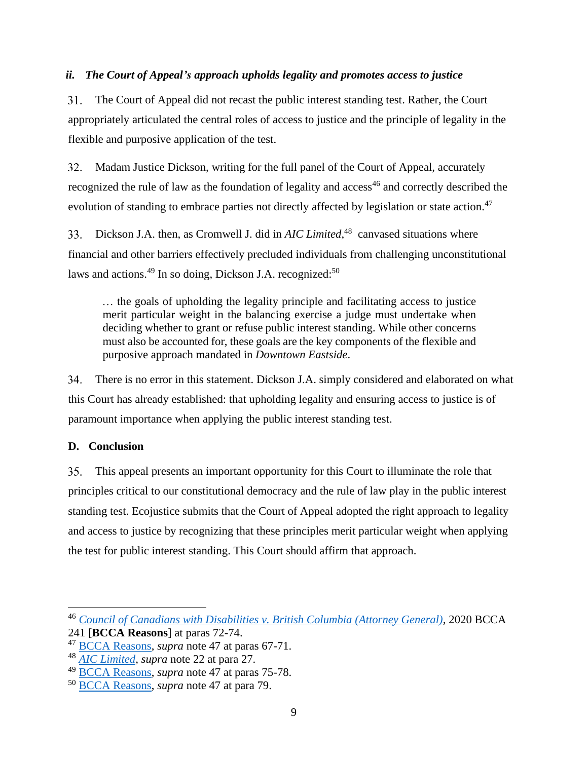### *ii. The Court of Appeal's approach upholds legality and promotes access to justice*

31. The Court of Appeal did not recast the public interest standing test. Rather, the Court appropriately articulated the central roles of access to justice and the principle of legality in the flexible and purposive application of the test.

32. Madam Justice Dickson, writing for the full panel of the Court of Appeal, accurately recognized the rule of law as the foundation of legality and access[46] and correctly described the evolution of standing to embrace parties not directly affected by legislation or state action.[47]

33. Dickson J.A. then, as Cromwell J. did in *AIC Limited*,[48] canvased situations where financial and other barriers effectively precluded individuals from challenging unconstitutional laws and actions.[49] In so doing, Dickson J.A. recognized:[50]

> … the goals of upholding the legality principle and facilitating access to justice merit particular weight in the balancing exercise a judge must undertake when deciding whether to grant or refuse public interest standing. While other concerns must also be accounted for, these goals are the key components of the flexible and purposive approach mandated in *Downtown Eastside*.

34. There is no error in this statement. Dickson J.A. simply considered and elaborated on what this Court has already established: that upholding legality and ensuring access to justice is of paramount importance when applying the public interest standing test.

## D. Conclusion

35. This appeal presents an important opportunity for this Court to illuminate the role that principles critical to our constitutional democracy and the rule of law play in the public interest standing test. Ecojustice submits that the Court of Appeal adopted the right approach to legality and access to justice by recognizing that these principles merit particular weight when applying the test for public interest standing. This Court should affirm that approach.

---

[46] *Council of Canadians with Disabilities v. British Columbia (Attorney General)*, 2020 BCCA 241 [**BCCA Reasons**] at paras 72-74.

[47] BCCA Reasons, *supra* note 47 at paras 67-71.

[48] *AIC Limited*, *supra* note 22 at para 27.

[49] BCCA Reasons, *supra* note 47 at paras 75-78.

[50] BCCA Reasons, *supra* note 47 at para 79.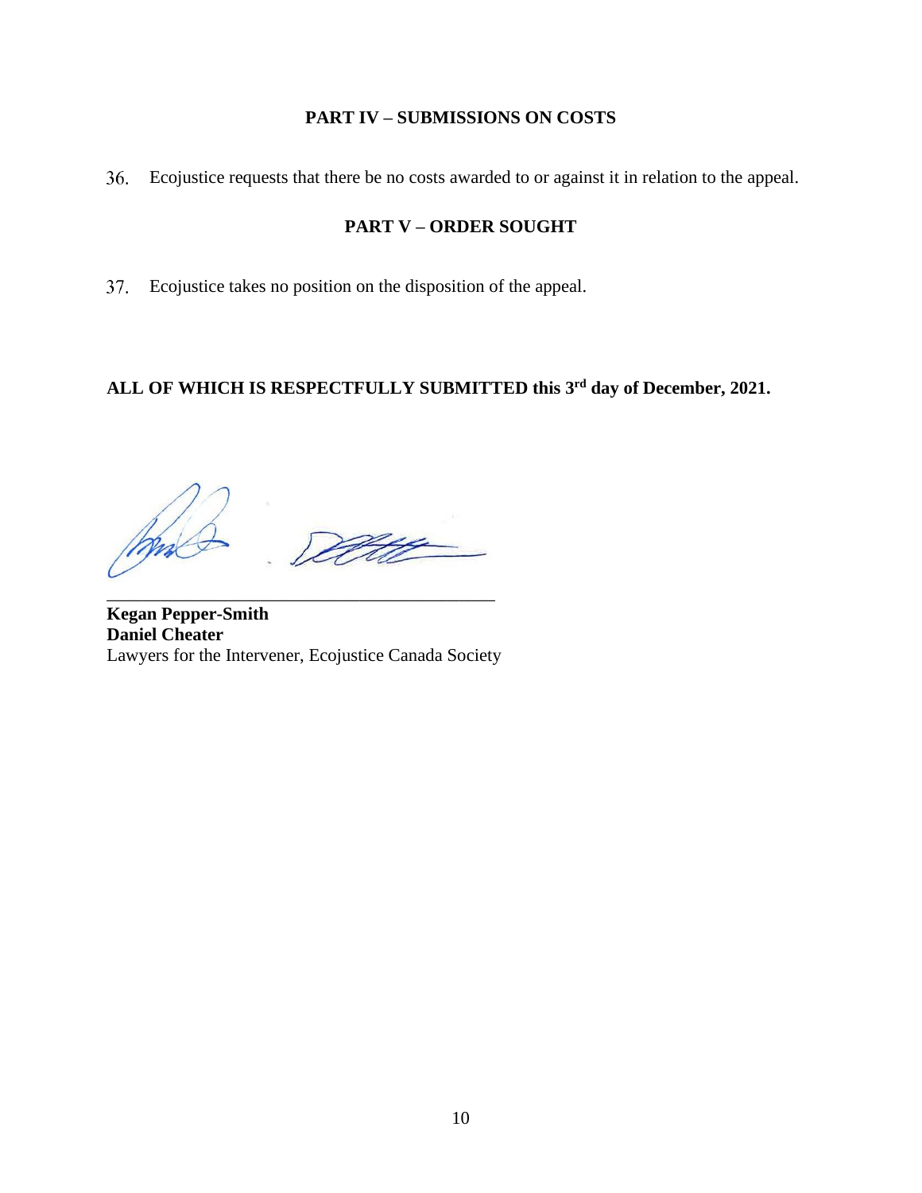## PART IV – SUBMISSIONS ON COSTS

36. Ecojustice requests that there be no costs awarded to or against it in relation to the appeal.

## PART V – ORDER SOUGHT

37. Ecojustice takes no position on the disposition of the appeal.

**ALL OF WHICH IS RESPECTFULLY SUBMITTED this 3rd day of December, 2021.**

\_\_\_\_\_\_\_\_\_\_\_\_\_\_\_\_\_\_\_\_\_\_\_\_\_\_\_\_\_\_\_\_\_\_\_\_\_\_\_\_\_\_\_\_

**Kegan Pepper-Smith**
**Daniel Cheater**
Lawyers for the Intervener, Ecojustice Canada Society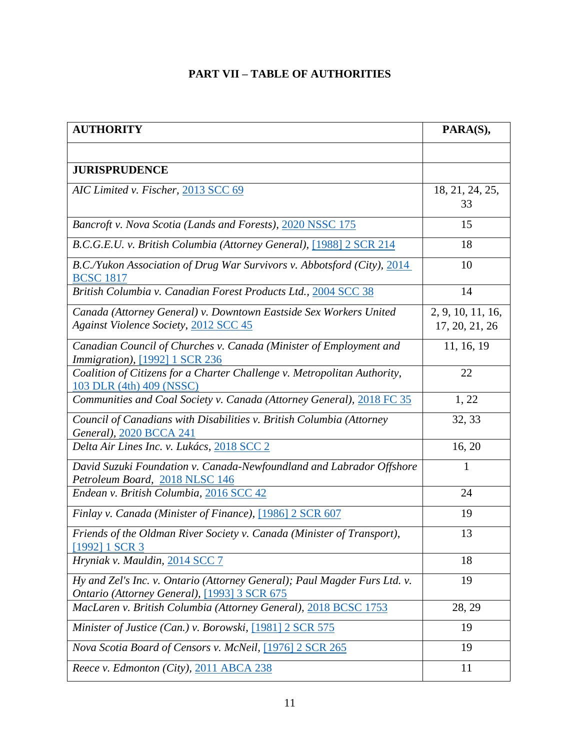## PART VII – TABLE OF AUTHORITIES

| AUTHORITY | PARA(S), |
|---|---|
| | |
| **JURISPRUDENCE** | |
| *AIC Limited v. Fischer*, 2013 SCC 69 | 18, 21, 24, 25, 33 |
| *Bancroft v. Nova Scotia (Lands and Forests)*, 2020 NSSC 175 | 15 |
| *B.C.G.E.U. v. British Columbia (Attorney General)*, [1988] 2 SCR 214 | 18 |
| *B.C./Yukon Association of Drug War Survivors v. Abbotsford (City)*, 2014 BCSC 1817 | 10 |
| *British Columbia v. Canadian Forest Products Ltd.*, 2004 SCC 38 | 14 |
| *Canada (Attorney General) v. Downtown Eastside Sex Workers United Against Violence Society*, 2012 SCC 45 | 2, 9, 10, 11, 16, 17, 20, 21, 26 |
| *Canadian Council of Churches v. Canada (Minister of Employment and Immigration)*, [1992] 1 SCR 236 | 11, 16, 19 |
| *Coalition of Citizens for a Charter Challenge v. Metropolitan Authority*, 103 DLR (4th) 409 (NSSC) | 22 |
| *Communities and Coal Society v. Canada (Attorney General)*, 2018 FC 35 | 1, 22 |
| *Council of Canadians with Disabilities v. British Columbia (Attorney General)*, 2020 BCCA 241 | 32, 33 |
| *Delta Air Lines Inc. v. Lukács*, 2018 SCC 2 | 16, 20 |
| *David Suzuki Foundation v. Canada-Newfoundland and Labrador Offshore Petroleum Board*, 2018 NLSC 146 | 1 |
| *Endean v. British Columbia*, 2016 SCC 42 | 24 |
| *Finlay v. Canada (Minister of Finance)*, [1986] 2 SCR 607 | 19 |
| *Friends of the Oldman River Society v. Canada (Minister of Transport)*, [1992] 1 SCR 3 | 13 |
| *Hryniak v. Mauldin*, 2014 SCC 7 | 18 |
| *Hy and Zel's Inc. v. Ontario (Attorney General); Paul Magder Furs Ltd. v. Ontario (Attorney General)*, [1993] 3 SCR 675 | 19 |
| *MacLaren v. British Columbia (Attorney General)*, 2018 BCSC 1753 | 28, 29 |
| *Minister of Justice (Can.) v. Borowski*, [1981] 2 SCR 575 | 19 |
| *Nova Scotia Board of Censors v. McNeil*, [1976] 2 SCR 265 | 19 |
| *Reece v. Edmonton (City)*, 2011 ABCA 238 | 11 |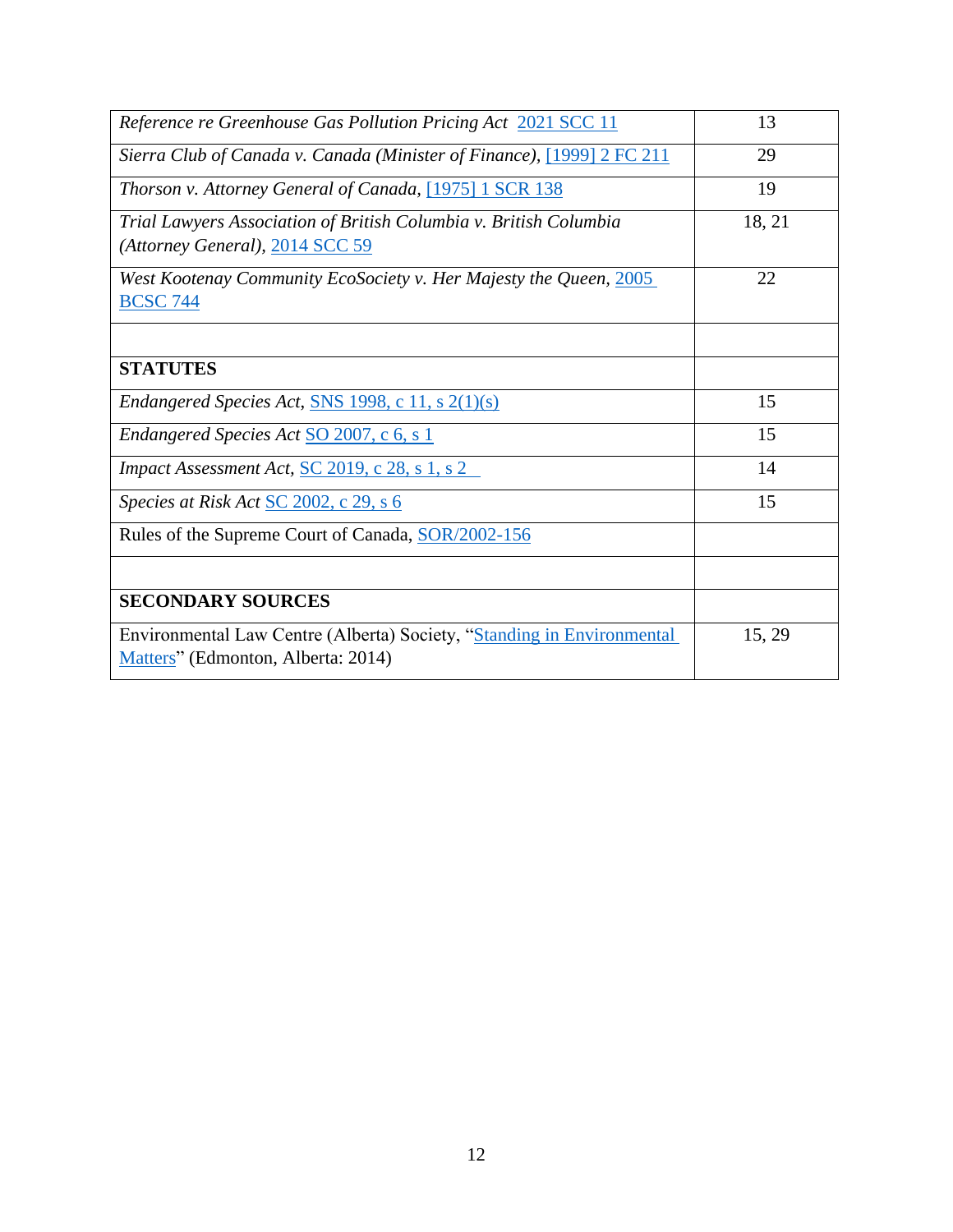| | |
|---|---|
| *Reference re Greenhouse Gas Pollution Pricing Act* 2021 SCC 11 | 13 |
| *Sierra Club of Canada v. Canada (Minister of Finance)*, [1999] 2 FC 211 | 29 |
| *Thorson v. Attorney General of Canada*, [1975] 1 SCR 138 | 19 |
| *Trial Lawyers Association of British Columbia v. British Columbia (Attorney General)*, 2014 SCC 59 | 18, 21 |
| *West Kootenay Community EcoSociety v. Her Majesty the Queen*, 2005 BCSC 744 | 22 |
| | |
| **STATUTES** | |
| *Endangered Species Act*, SNS 1998, c 11, s 2(1)(s) | 15 |
| *Endangered Species Act* SO 2007, c 6, s 1 | 15 |
| *Impact Assessment Act*, SC 2019, c 28, s 1, s 2 | 14 |
| *Species at Risk Act* SC 2002, c 29, s 6 | 15 |
| Rules of the Supreme Court of Canada, SOR/2002-156 | |
| | |
| **SECONDARY SOURCES** | |
| Environmental Law Centre (Alberta) Society, "Standing in Environmental Matters" (Edmonton, Alberta: 2014) | 15, 29 |